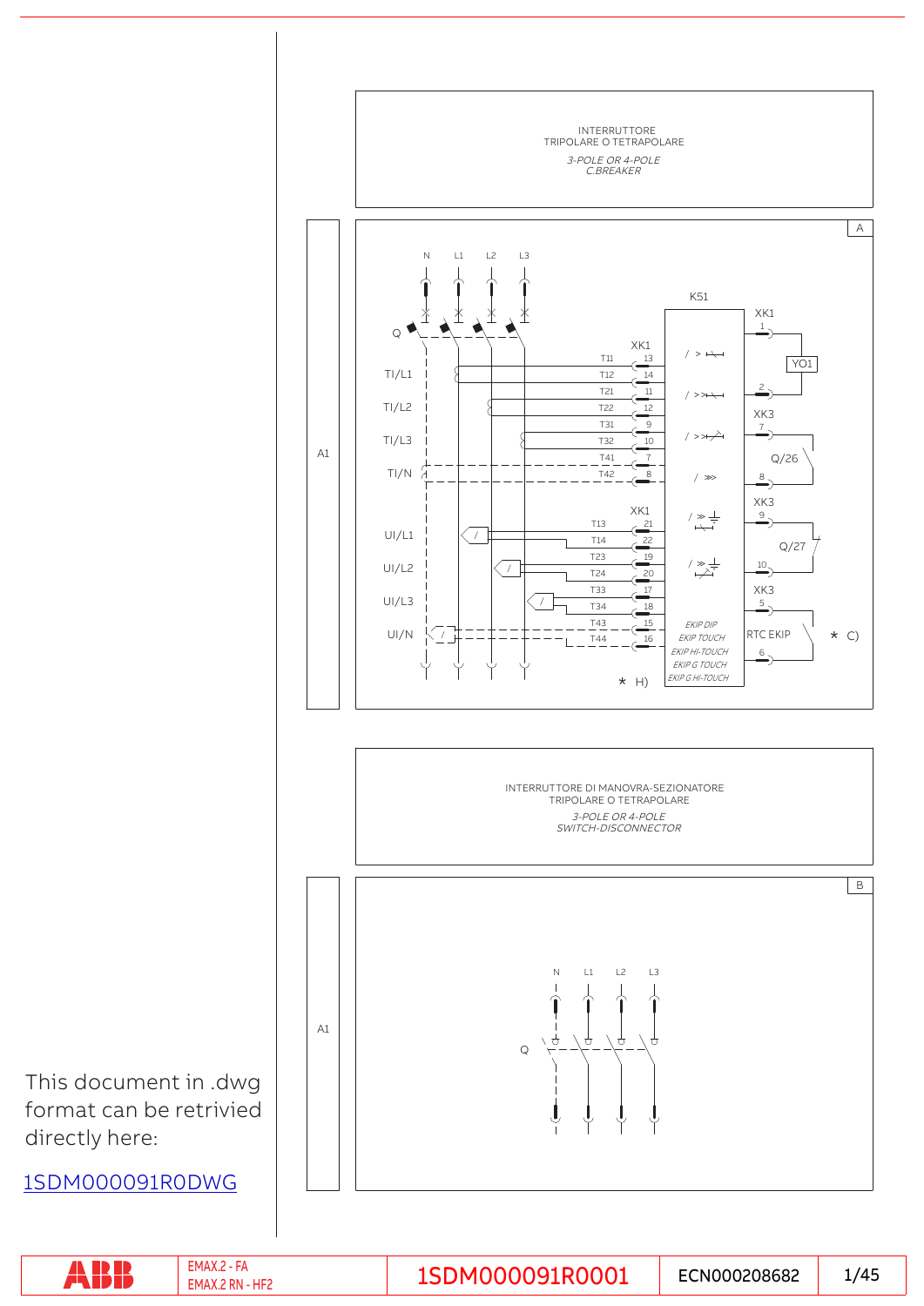INTERRUTTORE
TRIPOLARE O TETRAPOLARE

*3-POLE OR 4-POLE
C.BREAKER*

A

A1

N L1 L2 L3

Q

K51

XK1

TI/L1 T11 13
T12 14

TI/L2 T21 11
T22 12

TI/L3 T31 9
T32 10

TI/N T41 7
T42 8

XK1 1

YO1

2

XK3 7

Q/26

8

XK1

UI/L1 T13 21
T14 22

UI/L2 T23 19
T24 20

UI/L3 T33 17
T34 18

UI/N T43 15
T44 16

XK3 9

Q/27

10

XK3 5

RTC EKIP

6

* C)

* H)

*EKIP DIP
EKIP TOUCH
EKIP HI-TOUCH
EKIP G TOUCH
EKIP G HI-TOUCH*

INTERRUTTORE DI MANOVRA-SEZIONATORE
TRIPOLARE O TETRAPOLARE

*3-POLE OR 4-POLE
SWITCH-DISCONNECTOR*

B

A1

N L1 L2 L3

Q

This document in .dwg format can be retrived directly here:

1SDM000091R0DWG

EMAX.2 - FA
EMAX.2 RN - HF2

1SDM000091R0001

ECN000208682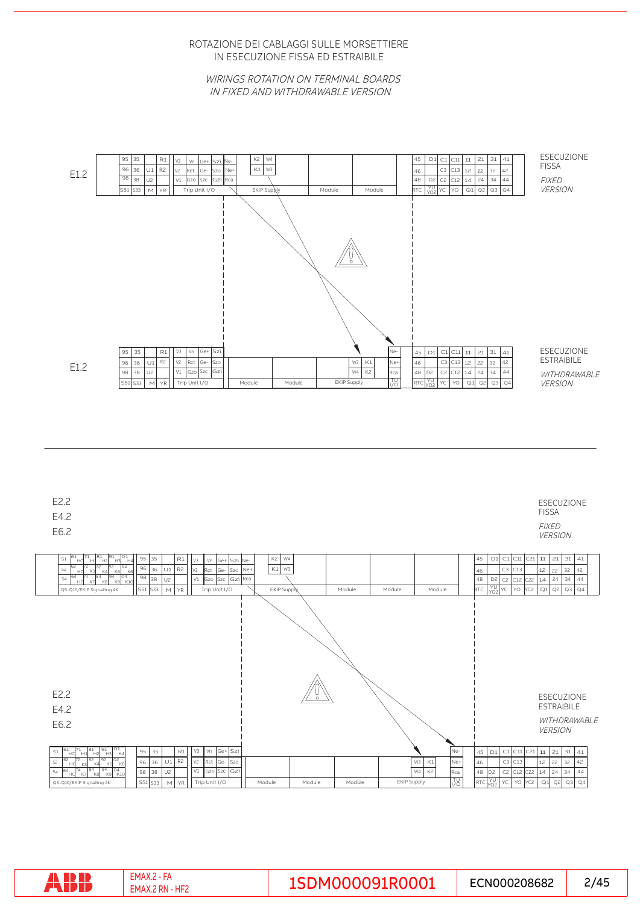# ROTAZIONE DEI CABLAGGI SULLE MORSETTIERE IN ESECUZIONE FISSA ED ESTRAIBILE

*WIRINGS ROTATION ON TERMINAL BOARDS IN FIXED AND WITHDRAWABLE VERSION*

## E1.2

ESECUZIONE FISSA

*FIXED VERSION*

| 95 | 35 | | R1 | V3 | Vn | Ge+ | Szi | Ne- | K2 | W4 | | | 45 | D1 | C1 | C11 | 11 | 21 | 31 | 41 |
|---|---|---|---|---|---|---|---|---|---|---|---|---|---|---|---|---|---|---|---|---|
| 96 | 36 | U1 | R2 | V2 | Rct | Ge- | Szo | Ne+ | K1 | W3 | | | 46 | | C3 | C13 | 12 | 22 | 32 | 42 |
| 98 | 38 | U2 | | V1 | Gzo | Szc | Gzi | Rca | | | | | 48 | D2 | C2 | C12 | 14 | 24 | 34 | 44 |
| S51 | S33 | M | YR | Trip Unit I/O | | | | | EKIP Supply | | Module | Module | RTC | YU YO2 | YC | YO | Q1 | Q2 | Q3 | Q4 |

ESECUZIONE ESTRAIBILE

*WITHDRAWABLE VERSION*

| 95 | 35 | | R1 | V3 | Vn | Ge+ | Szi | | | | | Ne- | 45 | D1 | C1 | C11 | 11 | 21 | 31 | 41 |
|---|---|---|---|---|---|---|---|---|---|---|---|---|---|---|---|---|---|---|---|---|
| 96 | 36 | U1 | R2 | V2 | Rct | Ge- | Szo | | | W3 | K1 | Ne+ | 46 | | C3 | C13 | 12 | 22 | 32 | 42 |
| 98 | 38 | U2 | | V1 | Gzo | Szc | Gzi | | | W4 | K2 | Rca | 48 | D2 | C2 | C12 | 14 | 24 | 34 | 44 |
| S51 | S33 | M | YR | Trip Unit I/O | | | | Module | Module | EKIP Supply | | TU I/O | RTC | YU YO2 | YC | YO | Q1 | Q2 | Q3 | Q4 |

## E2.2 / E4.2 / E6.2

ESECUZIONE FISSA

*FIXED VERSION*

| 51 | 61 HC | 71 H1 | 81 H2 | 91 H3 | O1 H4 | 95 | 35 | | R1 | V3 | Vn | Ge+ | Szi | Ne- | K2 | W4 | | | | 45 | D1 | C1 | C11 | C21 | 11 | 21 | 31 | 41 |
|---|---|---|---|---|---|---|---|---|---|---|---|---|---|---|---|---|---|---|---|---|---|---|---|---|---|---|---|---|
| 52 | 62 HC | 72 K3 | 82 K4 | 92 K5 | O2 K6 | 96 | 36 | U1 | R2 | V2 | Rct | Ge- | Szo | Ne+ | K1 | W3 | | | | 46 | | C3 | C13 | | 12 | 22 | 32 | 42 |
| 54 | 64 HC | 74 K7 | 84 K8 | 94 K9 | O4 K10 | 98 | 38 | U2 | | V1 | Gzo | Szc | Gzi | Rca | | | | | | 48 | D2 | C2 | C12 | C22 | 14 | 24 | 34 | 44 |
| Q5..Q10/EKIP Signalling 4K | | | | | | S51 | S33 | M | YR | Trip Unit I/O | | | | | EKIP Supply | | Module | Module | Module | RTC | YU YO2 | YC | YO | YC2 | Q1 | Q2 | Q3 | Q4 |

ESECUZIONE ESTRAIBILE

*WITHDRAWABLE VERSION*

| 51 | 61 HC | 71 H1 | 81 H2 | 91 H3 | O1 H4 | 95 | 35 | | R1 | V3 | Vn | Ge+ | Szi | | | | | | Ne- | 45 | D1 | C1 | C11 | C21 | 11 | 21 | 31 | 41 |
|---|---|---|---|---|---|---|---|---|---|---|---|---|---|---|---|---|---|---|---|---|---|---|---|---|---|---|---|---|
| 52 | 62 HC | 72 K3 | 82 K4 | 92 K5 | O2 K6 | 96 | 36 | U1 | R2 | V2 | Rct | Ge- | Szo | | | | W3 | K1 | Ne+ | 46 | | C3 | C13 | | 12 | 22 | 32 | 42 |
| 54 | 64 HC | 74 K7 | 84 K8 | 94 K9 | O4 K10 | 98 | 38 | U2 | | V1 | Gzo | Szc | Gzi | | | | W4 | K2 | Rca | 48 | D2 | C2 | C12 | C22 | 14 | 24 | 34 | 44 |
| Q5..Q10/EKIP Signalling 4K | | | | | | S51 | S33 | M | YR | Trip Unit I/O | | | | Module | Module | Module | EKIP Supply | | TU I/O | RTC | YU YO2 | YC | YO | YC2 | Q1 | Q2 | Q3 | Q4 |

EMAX.2 - FA
EMAX.2 RN - HF2

1SDM000091R0001 ECN000208682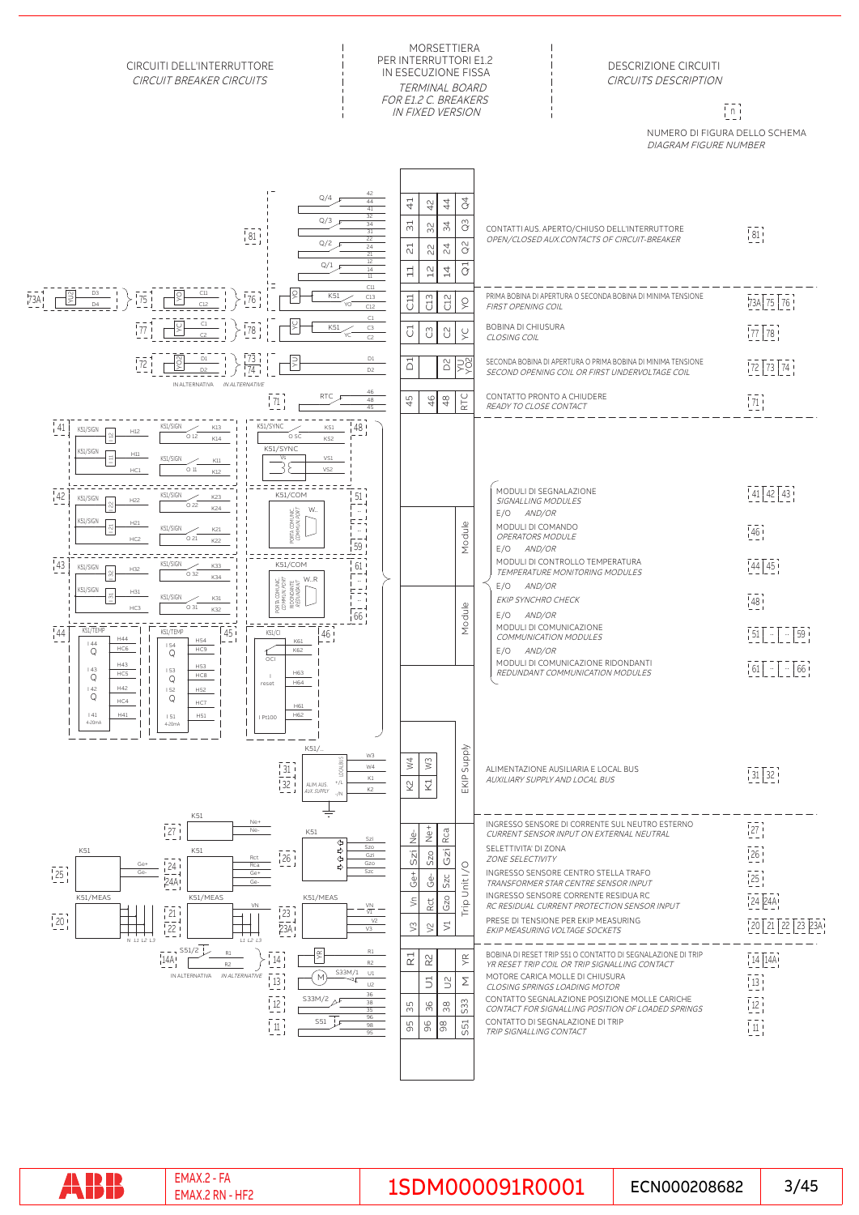CIRCUITI DELL'INTERRUTTORE
*CIRCUIT BREAKER CIRCUITS*

MORSETTIERA PER INTERRUTTORI E1.2 IN ESECUZIONE FISSA
*TERMINAL BOARD FOR E1.2 C. BREAKERS IN FIXED VERSION*

DESCRIZIONE CIRCUITI
*CIRCUITS DESCRIPTION*

n — NUMERO DI FIGURA DELLO SCHEMA
*DIAGRAM FIGURE NUMBER*

| Descrizione / Description | Figura / Figure |
|---|---|
| CONTATTI AUS. APERTO/CHIUSO DELL'INTERRUTTORE<br>*OPEN/CLOSED AUX.CONTACTS OF CIRCUIT-BREAKER* | 81 |
| PRIMA BOBINA DI APERTURA O SECONDA BOBINA DI MINIMA TENSIONE<br>*FIRST OPENING COIL* | 73A 75 76 |
| BOBINA DI CHIUSURA<br>*CLOSING COIL* | 77 78 |
| SECONDA BOBINA DI APERTURA O PRIMA BOBINA DI MINIMA TENSIONE<br>*SECOND OPENING COIL OR FIRST UNDERVOLTAGE COIL* | 72 73 74 |
| CONTATTO PRONTO A CHIUDERE<br>*READY TO CLOSE CONTACT* | 71 |
| MODULI DI SEGNALAZIONE<br>*SIGNALLING MODULES* | 41 42 43 |
| E/O *AND/OR* | |
| MODULI DI COMANDO<br>*OPERATORS MODULE* | 46 |
| E/O *AND/OR* | |
| MODULI DI CONTROLLO TEMPERATURA<br>*TEMPERATURE MONITORING MODULES* | 44 45 |
| E/O *AND/OR* | |
| *EKIP SYNCHRO CHECK* | 48 |
| E/O *AND/OR* | |
| MODULI DI COMUNICAZIONE<br>*COMMUNICATION MODULES* | 51 ... 59 |
| E/O *AND/OR* | |
| MODULI DI COMUNICAZIONE RIDONDANTI<br>*REDUNDANT COMMUNICATION MODULES* | 61 ... 66 |
| ALIMENTAZIONE AUSILIARIA E LOCAL BUS<br>*AUXILIARY SUPPLY AND LOCAL BUS* | 31 32 |
| INGRESSO SENSORE DI CORRENTE SUL NEUTRO ESTERNO<br>*CURRENT SENSOR INPUT ON EXTERNAL NEUTRAL* | 27 |
| SELETTIVITA' DI ZONA<br>*ZONE SELECTIVITY* | 26 |
| INGRESSO SENSORE CENTRO STELLA TRAFO<br>*TRANSFORMER STAR CENTRE SENSOR INPUT* | 25 |
| INGRESSO SENSORE CORRENTE RESIDUA RC<br>*RC RESIDUAL CURRENT PROTECTION SENSOR INPUT* | 24 24A |
| PRESE DI TENSIONE PER EKIP MEASURING<br>*EKIP MEASURING VOLTAGE SOCKETS* | 20 21 22 23 23A |
| BOBINA DI RESET TRIP S51 O CONTATTO DI SEGNALAZIONE DI TRIP<br>*YR RESET TRIP COIL OR TRIP SIGNALLING CONTACT* | 14 14A |
| MOTORE CARICA MOLLE DI CHIUSURA<br>*CLOSING SPRINGS LOADING MOTOR* | 13 |
| CONTATTO SEGNALAZIONE POSIZIONE MOLLE CARICHE<br>*CONTACT FOR SIGNALLING POSITION OF LOADED SPRINGS* | 12 |
| CONTATTO DI SEGNALAZIONE DI TRIP<br>*TRIP SIGNALLING CONTACT* | 11 |

EMAX.2 - FA
EMAX.2 RN - HF2
1SDM000091R0001
ECN000208682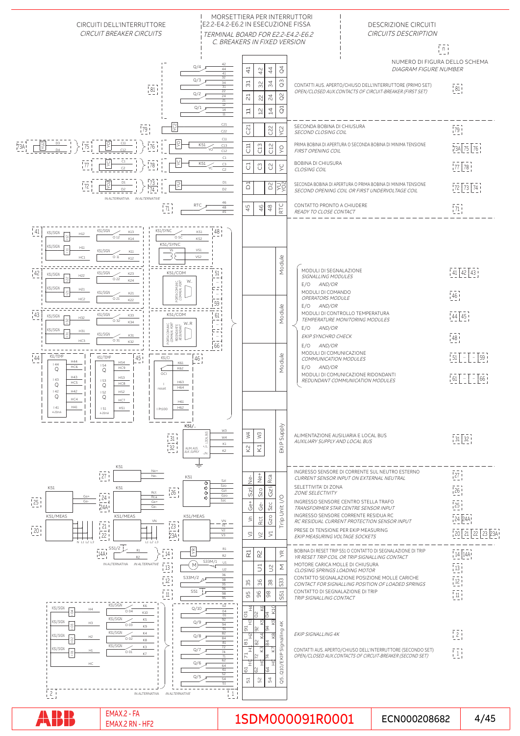## CIRCUITI DELL'INTERRUTTORE
*CIRCUIT BREAKER CIRCUITS*

## MORSETTIERA PER INTERRUTTORI E2.2-E4.2-E6.2 IN ESECUZIONE FISSA
*TERMINAL BOARD FOR E2.2-E4.2-E6.2 C. BREAKERS IN FIXED VERSION*

## DESCRIZIONE CIRCUITI
*CIRCUITS DESCRIPTION*

| DESCRIZIONE CIRCUITI / CIRCUITS DESCRIPTION | NUMERO DI FIGURA DELLO SCHEMA / DIAGRAM FIGURE NUMBER (n) |
|---|---|
| CONTATTI AUS. APERTO/CHIUSO DELL'INTERRUTTORE (PRIMO SET) / *OPEN/CLOSED AUX.CONTACTS OF CIRCUIT-BREAKER (FIRST SET)* | 81 |
| SECONDA BOBINA DI CHIUSURA / *SECOND CLOSING COIL* | 79 |
| PRIMA BOBINA DI APERTURA O SECONDA BOBINA DI MINIMA TENSIONE / *FIRST OPENING COIL* | 73A 75 76 |
| BOBINA DI CHIUSURA / *CLOSING COIL* | 77 78 |
| SECONDA BOBINA DI APERTURA O PRIMA BOBINA DI MINIMA TENSIONE / *SECOND OPENING COIL OR FIRST UNDERVOLTAGE COIL* | 72 73 74 |
| CONTATTO PRONTO A CHIUDERE / *READY TO CLOSE CONTACT* | 71 |
| MODULI DI SEGNALAZIONE / *SIGNALLING MODULES* | 41 42 43 |
| E/O *AND/OR* MODULI DI COMANDO / *OPERATORS MODULE* | 46 |
| E/O *AND/OR* MODULI DI CONTROLLO TEMPERATURA / *TEMPERATURE MONITORING MODULES* | 44 45 |
| E/O *AND/OR* *EKIP SYNCHRO CHECK* | 48 |
| E/O *AND/OR* MODULI DI COMUNICAZIONE / *COMMUNICATION MODULES* | 51 .. .. 59 |
| E/O *AND/OR* MODULI DI COMUNICAZIONE RIDONDANTI / *REDUNDANT COMMUNICATION MODULES* | 61 .. .. 66 |
| ALIMENTAZIONE AUSILIARIA E LOCAL BUS / *AUXILIARY SUPPLY AND LOCAL BUS* | 31 32 |
| INGRESSO SENSORE DI CORRENTE SUL NEUTRO ESTERNO / *CURRENT SENSOR INPUT ON EXTERNAL NEUTRAL* | 27 |
| SELETTIVITA' DI ZONA / *ZONE SELECTIVITY* | 26 |
| INGRESSO SENSORE CENTRO STELLA TRAFO / *TRANSFORMER STAR CENTRE SENSOR INPUT* | 25 |
| INGRESSO SENSORE CORRENTE RESIDUA RC / *RC RESIDUAL CURRENT PROTECTION SENSOR INPUT* | 24 24A |
| PRESE DI TENSIONE PER EKIP MEASURING / *EKIP MEASURING VOLTAGE SOCKETS* | 20 21 22 23 23A |
| BOBINA DI RESET TRIP S51 O CONTATTO DI SEGNALAZIONE DI TRIP / *YR RESET TRIP COIL OR TRIP SIGNALLING CONTACT* | 14 14A |
| MOTORE CARICA MOLLE DI CHIUSURA / *CLOSING SPRINGS LOADING MOTOR* | 13 |
| CONTATTO SEGNALAZIONE POSIZIONE MOLLE CARICHE / *CONTACT FOR SIGNALLING POSITION OF LOADED SPRINGS* | 12 |
| CONTATTO DI SEGNALAZIONE DI TRIP / *TRIP SIGNALLING CONTACT* | 11 |
| *EKIP SIGNALLING 4K* | 2 |
| CONTATTI AUS. APERTO/CHIUSO DELL'INTERRUTTORE (SECONDO SET) / *OPEN/CLOSED AUX.CONTACTS OF CIRCUIT-BREAKER (SECOND SET)* | 1 |

IN ALTERNATIVA *IN ALTERNATIVE*

EMAX.2 - FA
EMAX.2 RN - HF2

1SDM000091R0001 — ECN000208682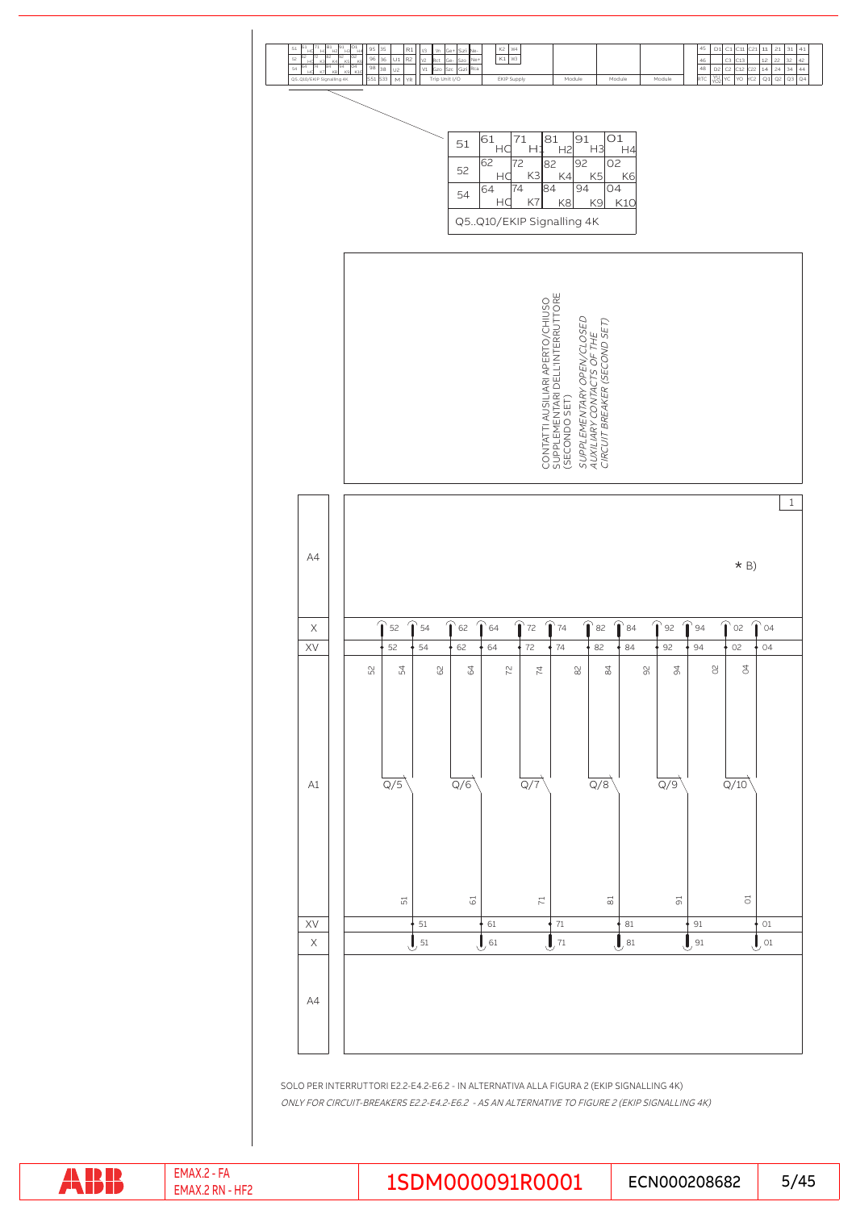| 51 | 61 HC | 71 H1 | 81 H2 | 91 H3 | 01 H4 |
|---|---|---|---|---|---|
| 52 | 62 HC | 72 K3 | 82 K4 | 92 K5 | 02 K6 |
| 54 | 64 HC | 74 K7 | 84 K8 | 94 K9 | 04 K10 |
| Q5..Q10/EKIP Signalling 4K | | | | | |

CONTATTI AUSILIARI APERTO/CHIUSO SUPPLEMENTARI DELL'INTERRUTTORE (SECONDO SET)

*SUPPLEMENTARY OPEN/CLOSED AUXILIARY CONTACTS OF THE CIRCUIT BREAKER (SECOND SET)*

1

A4

* B)

X: 52 54 62 64 72 74 82 84 92 94 02 04

XV: 52 54 62 64 72 74 82 84 92 94 02 04

A1: Q/5 Q/6 Q/7 Q/8 Q/9 Q/10

XV: 51 61 71 81 91 01

X: 51 61 71 81 91 01

A4

SOLO PER INTERRUTTORI E2.2-E4.2-E6.2 - IN ALTERNATIVA ALLA FIGURA 2 (EKIP SIGNALLING 4K)

*ONLY FOR CIRCUIT-BREAKERS E2.2-E4.2-E6.2 - AS AN ALTERNATIVE TO FIGURE 2 (EKIP SIGNALLING 4K)*

EMAX.2 - FA
EMAX.2 RN - HF2

1SDM000091R0001

ECN000208682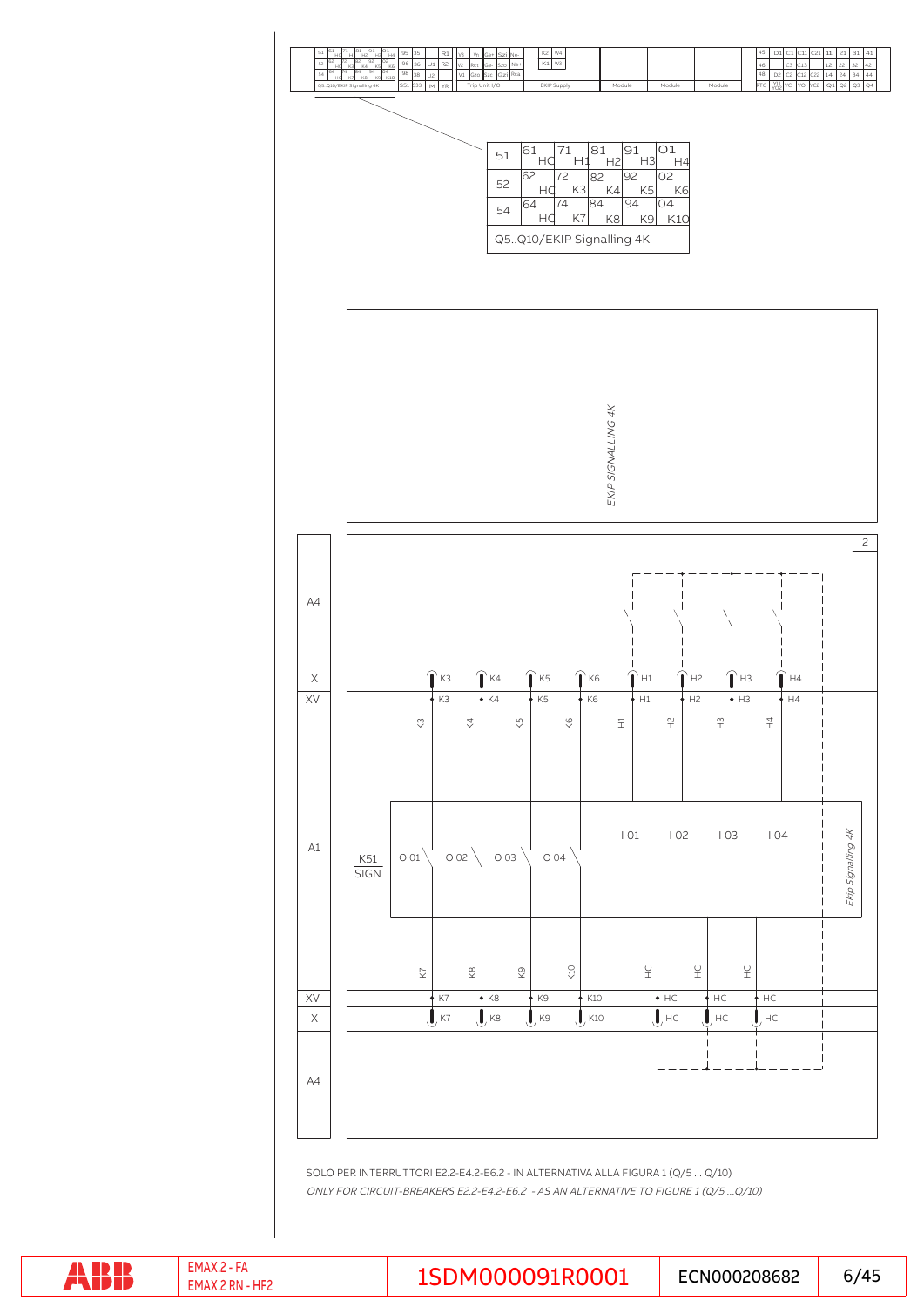| 51 | 61 HC | 71 H1 | 81 H2 | 91 H3 | O1 H4 |
|---|---|---|---|---|---|
| 52 | 62 HC | 72 K3 | 82 K4 | 92 K5 | O2 K6 |
| 54 | 64 HC | 74 K7 | 84 K8 | 94 K9 | O4 K10 |
| Q5..Q10/EKIP Signalling 4K | | | | | |

EKIP SIGNALLING 4K

SOLO PER INTERRUTTORI E2.2-E4.2-E6.2 - IN ALTERNATIVA ALLA FIGURA 1 (Q/5 ... Q/10)

*ONLY FOR CIRCUIT-BREAKERS E2.2-E4.2-E6.2 - AS AN ALTERNATIVE TO FIGURE 1 (Q/5 ...Q/10)*

EMAX.2 - FA
EMAX.2 RN - HF2

1SDM000091R0001

ECN000208682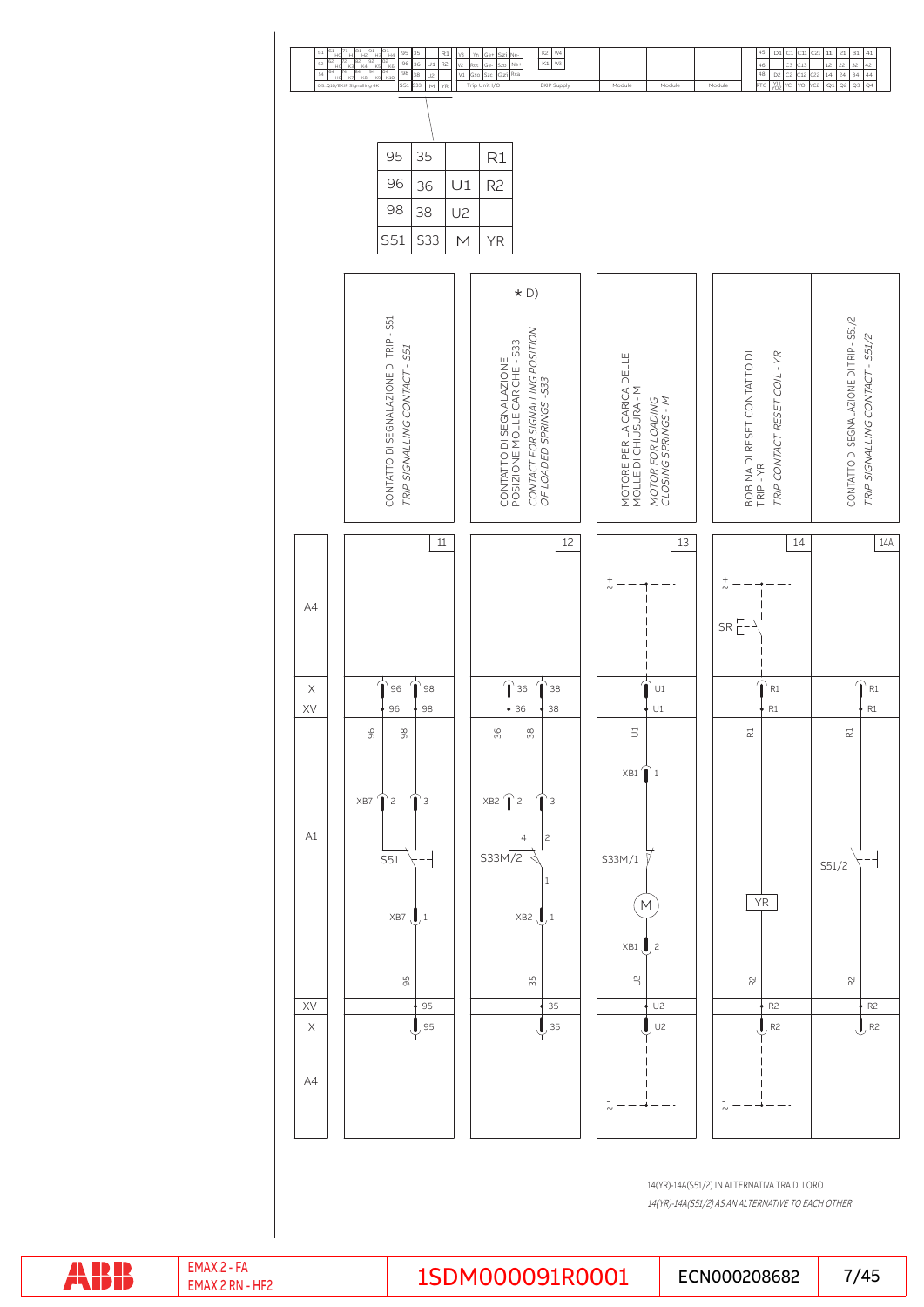| 95 | 35 | | R1 |
|---|---|---|---|
| 96 | 36 | U1 | R2 |
| 98 | 38 | U2 | |
| S51 | S33 | M | YR |

| 11 | 12 | 13 | 14 | 14A |
|---|---|---|---|---|
| CONTATTO DI SEGNALAZIONE DI TRIP - S51 *TRIP SIGNALLING CONTACT - S51* | ★ D) CONTATTO DI SEGNALAZIONE POSIZIONE MOLLE CARICHE - S33 *CONTACT FOR SIGNALLING POSITION OF LOADED SPRINGS -S33* | MOTORE PER LA CARICA DELLE MOLLE DI CHIUSURA - M *MOTOR FOR LOADING CLOSING SPRINGS - M* | BOBINA DI RESET CONTATTO DI TRIP - YR *TRIP CONTACT RESET COIL - YR* | CONTATTO DI SEGNALAZIONE DI TRIP - S51/2 *TRIP SIGNALLING CONTACT - S51/2* |

14(YR)-14A(S51/2) IN ALTERNATIVA TRA DI LORO

*14(YR)-14A(S51/2) AS AN ALTERNATIVE TO EACH OTHER*

EMAX.2 - FA
EMAX.2 RN - HF2

1SDM000091R0001 ECN000208682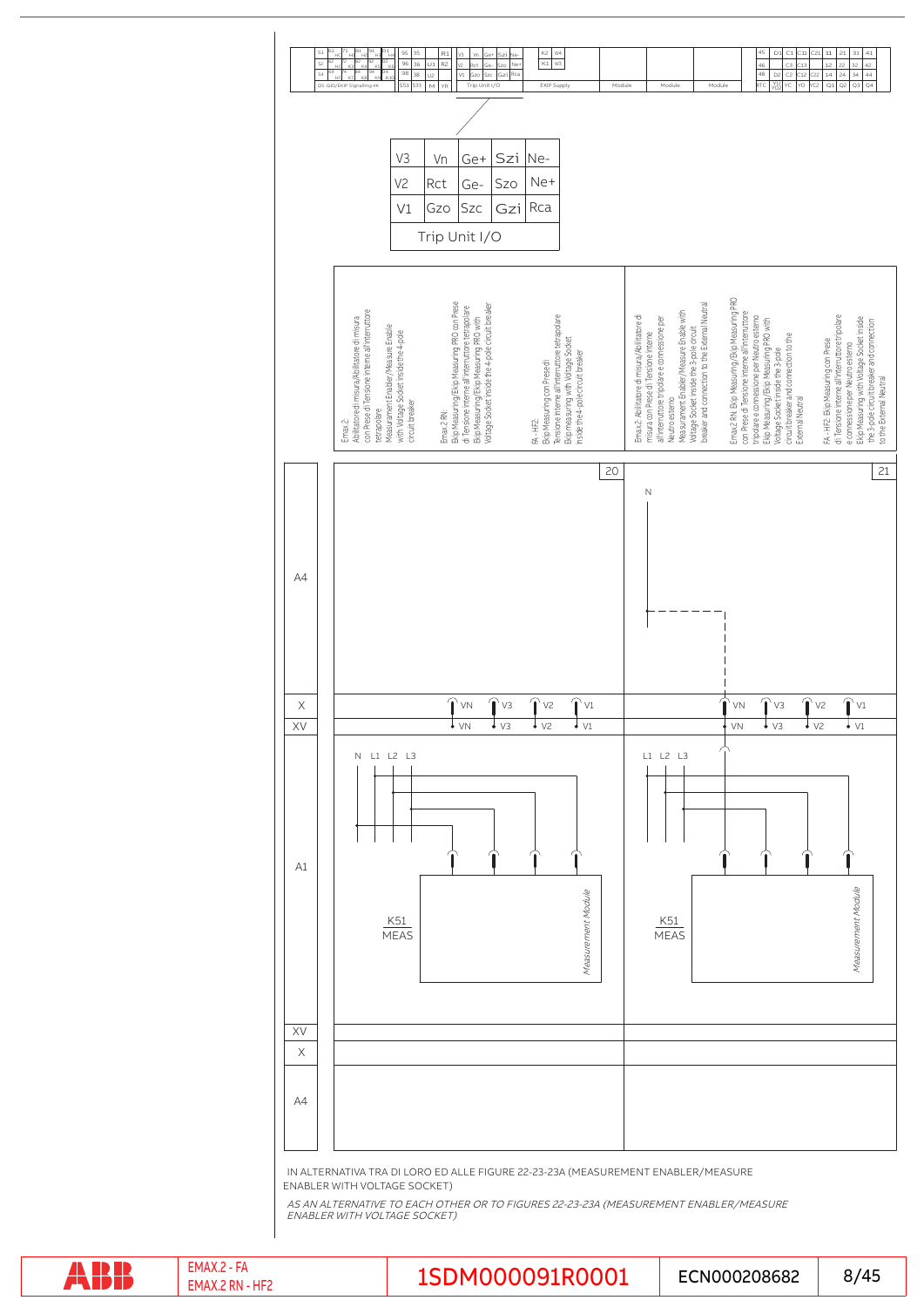| V3 | Vn | Ge+ | Szi | Ne- |
|---|---|---|---|---|
| V2 | Rct | Ge- | Szo | Ne+ |
| V1 | Gzo | Szc | Gzi | Rca |
| Trip Unit I/O | | | | |

**20**

Emax 2:
Abilitatore di misura/Abilitatore di misura con Prese di Tensione interne all'interruttore tetrapolare
Measurement Enabler/Measure Enable with Voltage Socket inside the 4-pole circuit breaker

Emax 2 RN:
Ekip Measuring/Ekip Measuring PRO con Prese di Tensione interne all'interruttore tetrapolare
Ekip Measuring/Ekip Measuring PRO with Voltage Socket inside the 4-pole circuit breaker

FA - HF2:
Ekip Measuring con Prese di Tensione interne all'interruttore tetrapolare
Ekip measuring with Voltage Socket inside the 4-pole circuit breaker

**21**

Emax 2: Abilitatore di misura/Abilitatore di misura con Prese di Tensione interne all'interruttore tripolare e connessione per Neutro esterno
Measurement Enabler/Measure Enable with Voltage Socket inside the 3-pole circuit breaker and connection to the External Neutral

Emax 2 RN: Ekip Measuring/Ekip Measuring PRO con Prese di Tensione interne all'interruttore tripolare e connessione per Neutro esterno
Ekip Measuring/Ekip Measuring PRO with Voltage Socket inside the 3-pole circuit breaker and connection to the External Neutral

FA - HF2: Ekip Measuring con Prese di Tensione interne all'interruttore tripolare e connessione per Neutro esterno
Ekip Measuring with Voltage Socket inside the 3-pole circuit breaker and connection to the External Neutral

IN ALTERNATIVA TRA DI LORO ED ALLE FIGURE 22-23-23A (MEASUREMENT ENABLER/MEASURE ENABLER WITH VOLTAGE SOCKET)

*AS AN ALTERNATIVE TO EACH OTHER OR TO FIGURES 22-23-23A (MEASUREMENT ENABLER/MEASURE ENABLER WITH VOLTAGE SOCKET)*

EMAX.2 - FA
EMAX.2 RN - HF2

1SDM000091R0001 | ECN000208682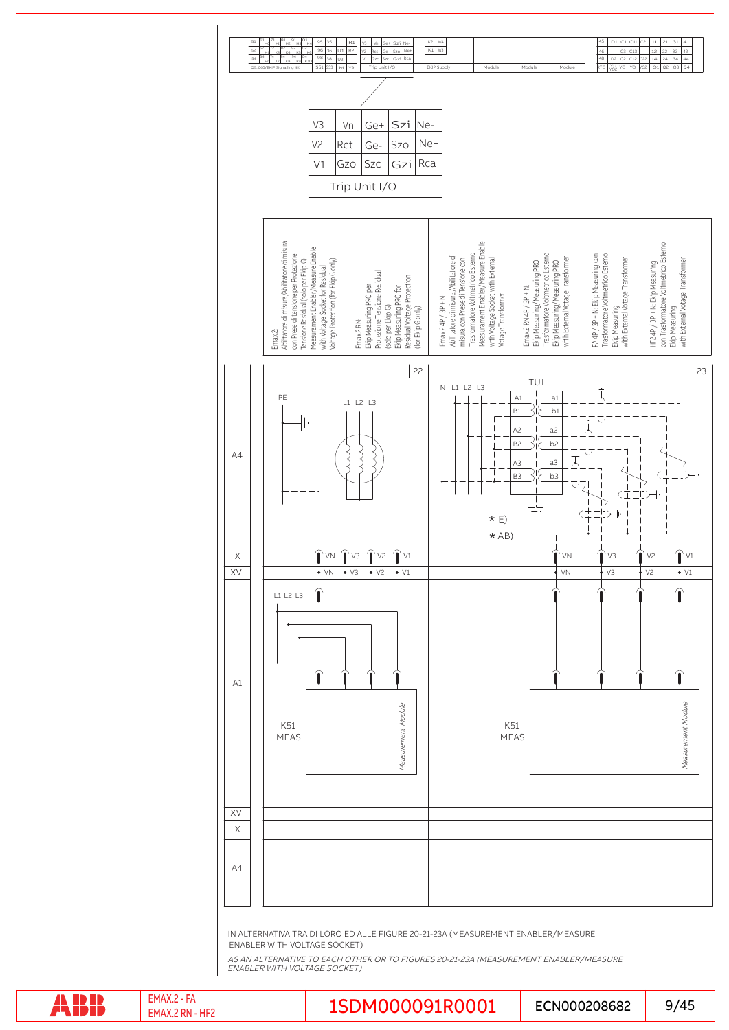| V3 | Vn | Ge+ | Szi | Ne- |
|---|---|---|---|---|
| V2 | Rct | Ge- | Szo | Ne+ |
| V1 | Gzo | Szc | Gzi | Rca |
| Trip Unit I/O | | | | |

Emax2: Abilitatore di misura/Abilitatore di misura con Prese di tensione per Protezione Tensione Residual (solo per Ekip G) Measurement Enabler/Measure Enable with Voltage Socket for Residual Voltage Protection (for Ekip G only)

Emax2 RN: Ekip Measuring PRO per Protezione Tensione Residual (solo per Ekip G) Ekip Measuring PRO for Residual Voltage Protection (for Ekip G only)

Emax2 4P / 3P + N: Abilitatore di misura/Abilitatore di misura con Prese di Tensione con Trasformatore Voltmetrico Esterno Measurement Enabler/Measure Enable with Voltage Socket with External Voltage Transformer

Emax2 RN 4P / 3P + N: Ekip Measuring/Measuring PRO Trasformatore Voltmetrico Esterno Ekip Measuring/Measuring PRO with External Voltage Transformer

FA 4P / 3P + N: Ekip Measuring con Trasformatore Voltmetrico Esterno Ekip Measuring with External Voltage Transformer

HF2 4P / 3P + N: Ekip Measuring con Trasformatore Voltmetrico Esterno Ekip Measuring with External Voltage Transformer

22

23

TU1

K51 MEAS — Measurement Module

K51 MEAS — Measurement Module

* E)

* AB)

IN ALTERNATIVA TRA DI LORO ED ALLE FIGURE 20-21-23A (MEASUREMENT ENABLER/MEASURE ENABLER WITH VOLTAGE SOCKET)

*AS AN ALTERNATIVE TO EACH OTHER OR TO FIGURES 20-21-23A (MEASUREMENT ENABLER/MEASURE ENABLER WITH VOLTAGE SOCKET)*

EMAX.2 - FA
EMAX.2 RN - HF2

1SDM000091R0001 | ECN000208682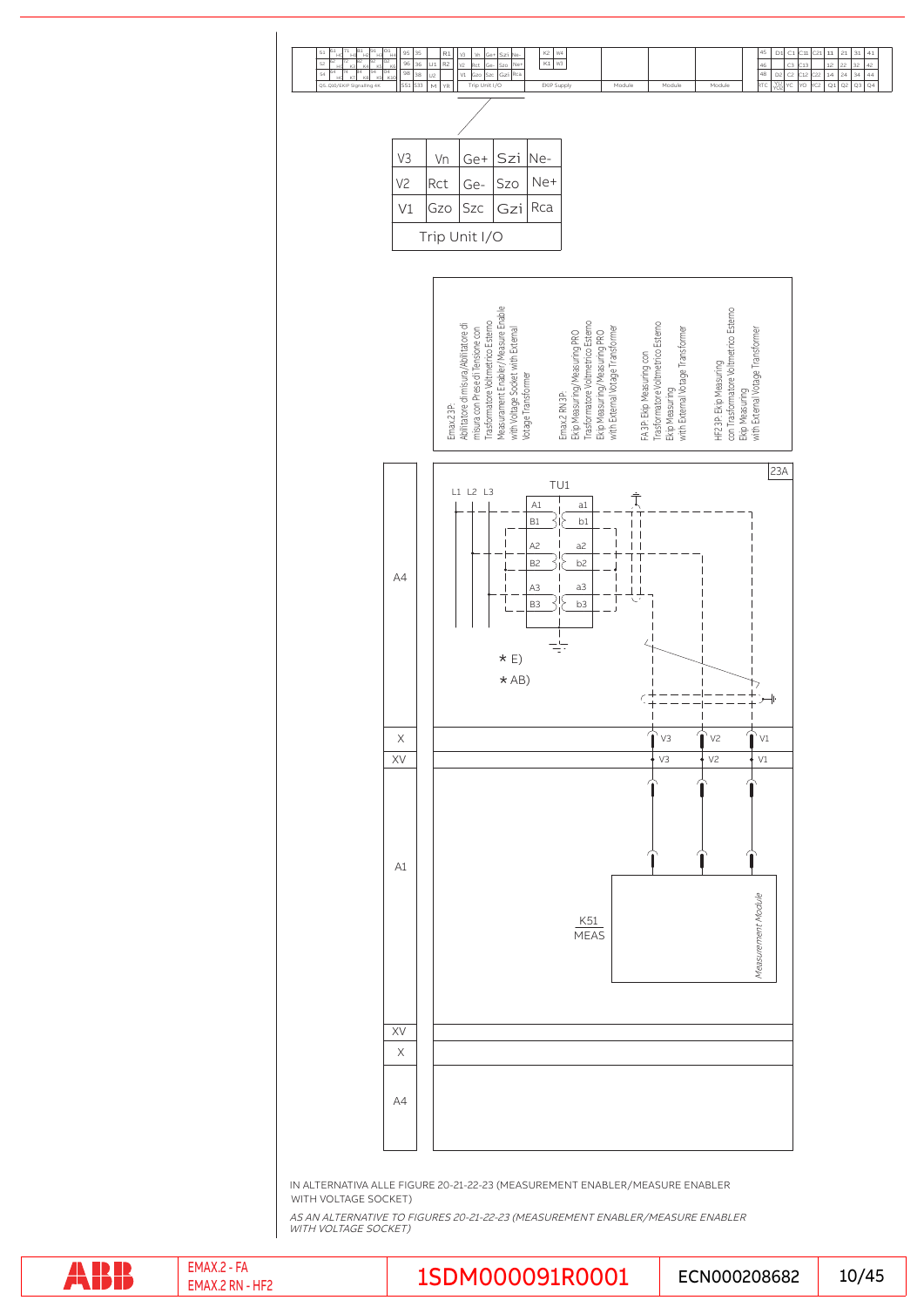| V3 | Vn | Ge+ | Szi | Ne- |
|---|---|---|---|---|
| V2 | Rct | Ge- | Szo | Ne+ |
| V1 | Gzo | Szc | Gzi | Rca |
| Trip Unit I/O | | | | |

Emax2.3P: Abilitatore di misura/Abilitatore di misura con Presa di Tensione con Trasformatore Voltmetrico Esterno Measurement Enabler/Measure Enable with Voltage Socket with External Voltage Transformer

Emax2.RN 3P: Ekip Measuring/Measuring PRO Trasformatore Voltmetrico Esterno Ekip Measuring/Measuring PRO with External Voltage Transformer

FA 3P: Ekip Measuring con Trasformatore Voltmetrico Esterno Ekip Measuring with External Voltage Transformer

HF2 3P: Ekip Measuring con Trasformatore Voltmetrico Esterno Ekip Measuring with External Voltage Transformer

23A

TU1

K51 MEAS

Measurement Module

* E)

* AB)

IN ALTERNATIVA ALLE FIGURE 20-21-22-23 (MEASUREMENT ENABLER/MEASURE ENABLER WITH VOLTAGE SOCKET)

*AS AN ALTERNATIVE TO FIGURES 20-21-22-23 (MEASUREMENT ENABLER/MEASURE ENABLER WITH VOLTAGE SOCKET)*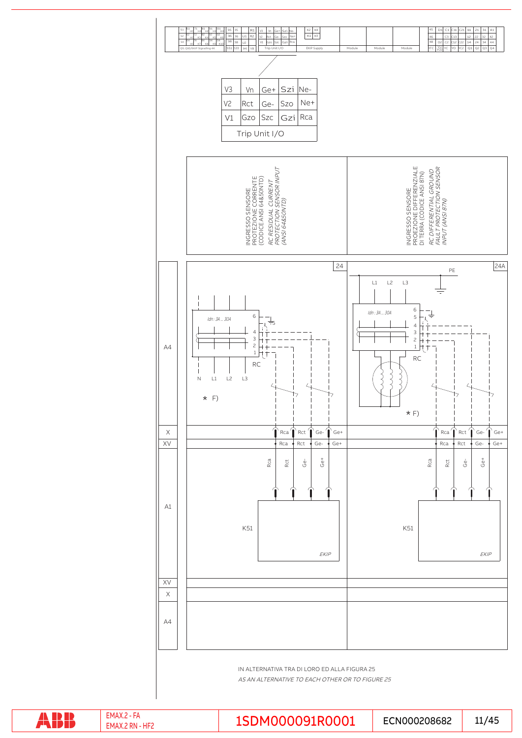| V3 | Vn | Ge+ | Szi | Ne- |
|---|---|---|---|---|
| V2 | Rct | Ge- | Szo | Ne+ |
| V1 | Gzo | Szc | Gzi | Rca |
| Trip Unit I/O | | | | |

| INGRESSO SENSORE PROTEZIONE CORRENTE (CODICE ANSI 64&50NTD)<br>*RC RESIDUAL CURRENT PROTECTION SENSOR INPUT (ANSI 64&50NTD)* | INGRESSO SENSORE PROEZIONE DIFFERENZIALE DI TERRA (CODICE ANSI 87N)<br>*RC DIFFERENTIAL GROUND FAULT PROTECTION SENSOR INPUT (ANSI 87N)* |
|---|---|
| 24 | 24A |

24: Idn : 3A ... 30A — RC — N L1 L2 L3 — ∗ F) — Rca Rct Ge- Ge+ — K51 EKIP

24A: PE — L1 L2 L3 — Idn : 3A ... 30A — RC — ∗ F) — Rca Rct Ge- Ge+ — K51 EKIP

IN ALTERNATIVA TRA DI LORO ED ALLA FIGURA 25

*AS AN ALTERNATIVE TO EACH OTHER OR TO FIGURE 25*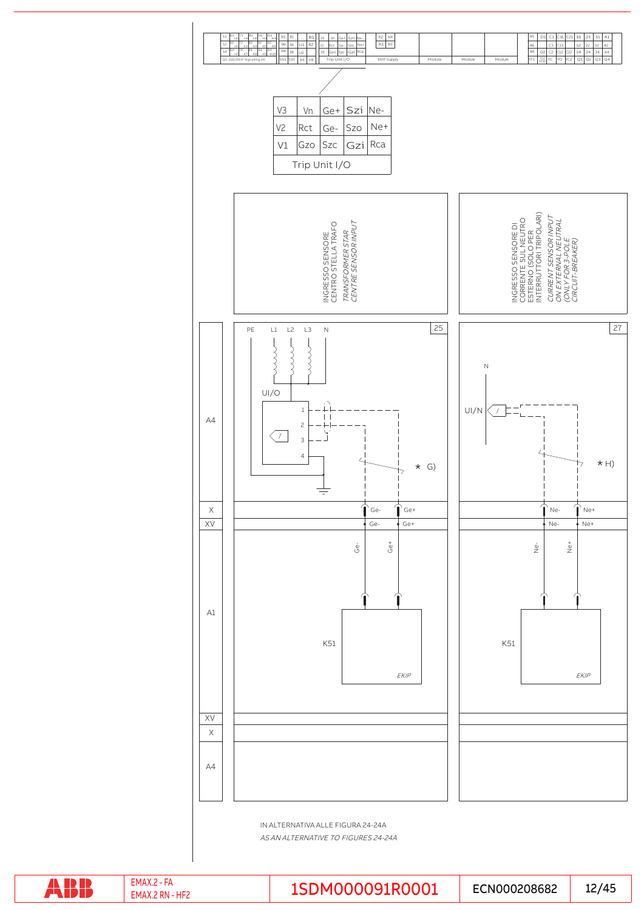| V3 | Vn | Ge+ | Szi | Ne- |
|---|---|---|---|---|
| V2 | Rct | Ge- | Szo | Ne+ |
| V1 | Gzo | Szc | Gzi | Rca |
| Trip Unit I/O | | | | |

INGRESSO SENSORE CENTRO STELLA TRAFO

*TRANSFORMER STAR CENTRE SENSOR INPUT*

INGRESSO SENSORE DI CORRENTE SUL NEUTRO ESTERNO (SOLO PER INTERRUTTORI TRIPOLARI)

*CURRENT SENSOR INPUT ON EXTERNAL NEUTRAL (ONLY FOR 3-POLE CIRCUIT-BREAKER)*

25

PE L1 L2 L3 N

UI/O

1 2 3 4

* G)

Ge- Ge+

Ge- Ge+

Ge- Ge+

K51

EKIP

27

N

UI/N

* H)

Ne- Ne+

Ne- Ne+

Ne- Ne+

K51

EKIP

A4

X

XV

A1

XV

X

A4

IN ALTERNATIVA ALLE FIGURA 24-24A

*AS AN ALTERNATIVE TO FIGURES 24-24A*

EMAX.2 - FA
EMAX.2 RN - HF2

1SDM000091R0001

ECN000208682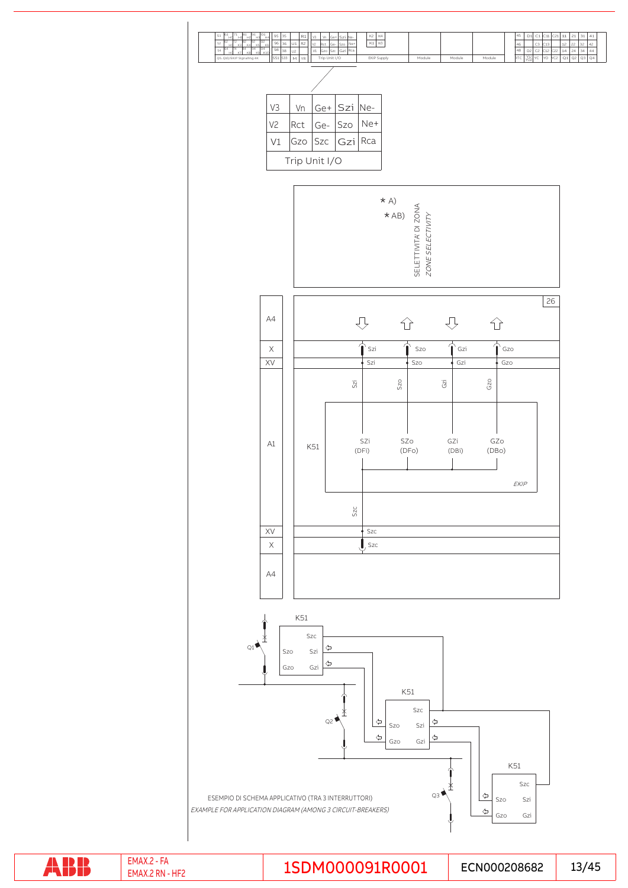| V3 | Vn | Ge+ | Szi | Ne- |
|---|---|---|---|---|
| V2 | Rct | Ge- | Szo | Ne+ |
| V1 | Gzo | Szc | Gzi | Rca |
| Trip Unit I/O | | | | |

* A)
* AB)

SELETTIVITA' DI ZONA
*ZONE SELECTIVITY*

26

| | Szi | Szo | Gzi | Gzo |
|---|---|---|---|---|
| A4 | | | | |
| X | Szi | Szo | Gzi | Gzo |
| XV | Szi | Szo | Gzi | Gzo |
| A1 | SZi (DFi) | SZo (DFo) | GZi (DBi) | GZo (DBo) |
| XV | Szc | | | |
| X | Szc | | | |
| A4 | | | | |

K51 EKIP

ESEMPIO DI SCHEMA APPLICATIVO (TRA 3 INTERRUTTORI)
*EXAMPLE FOR APPLICATION DIAGRAM (AMONG 3 CIRCUIT-BREAKERS)*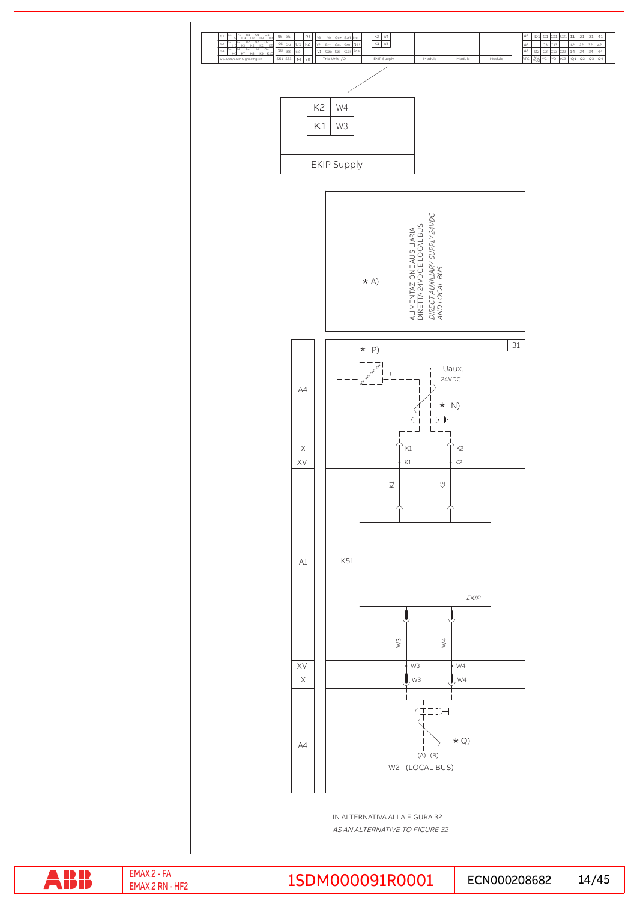| K2 | W4 |
|---|---|
| K1 | W3 |

EKIP Supply

* A)

ALIMENTAZIONE AUSILIARIA DIRETTA 24VDC E LOCAL BUS

*DIRECT AUXILIARY SUPPLY 24VDC AND LOCAL BUS*

31

* P)

Uaux. 24VDC

* N)

| A4 | |
|---|---|
| X | K1 K2 |
| XV | K1 K2 |
| A1 | K51 EKIP (K1, K2, W3, W4) |
| XV | W3 W4 |
| X | W3 W4 |
| A4 | (A) (B) W2 (LOCAL BUS) |

* Q)

IN ALTERNATIVA ALLA FIGURA 32

*AS AN ALTERNATIVE TO FIGURE 32*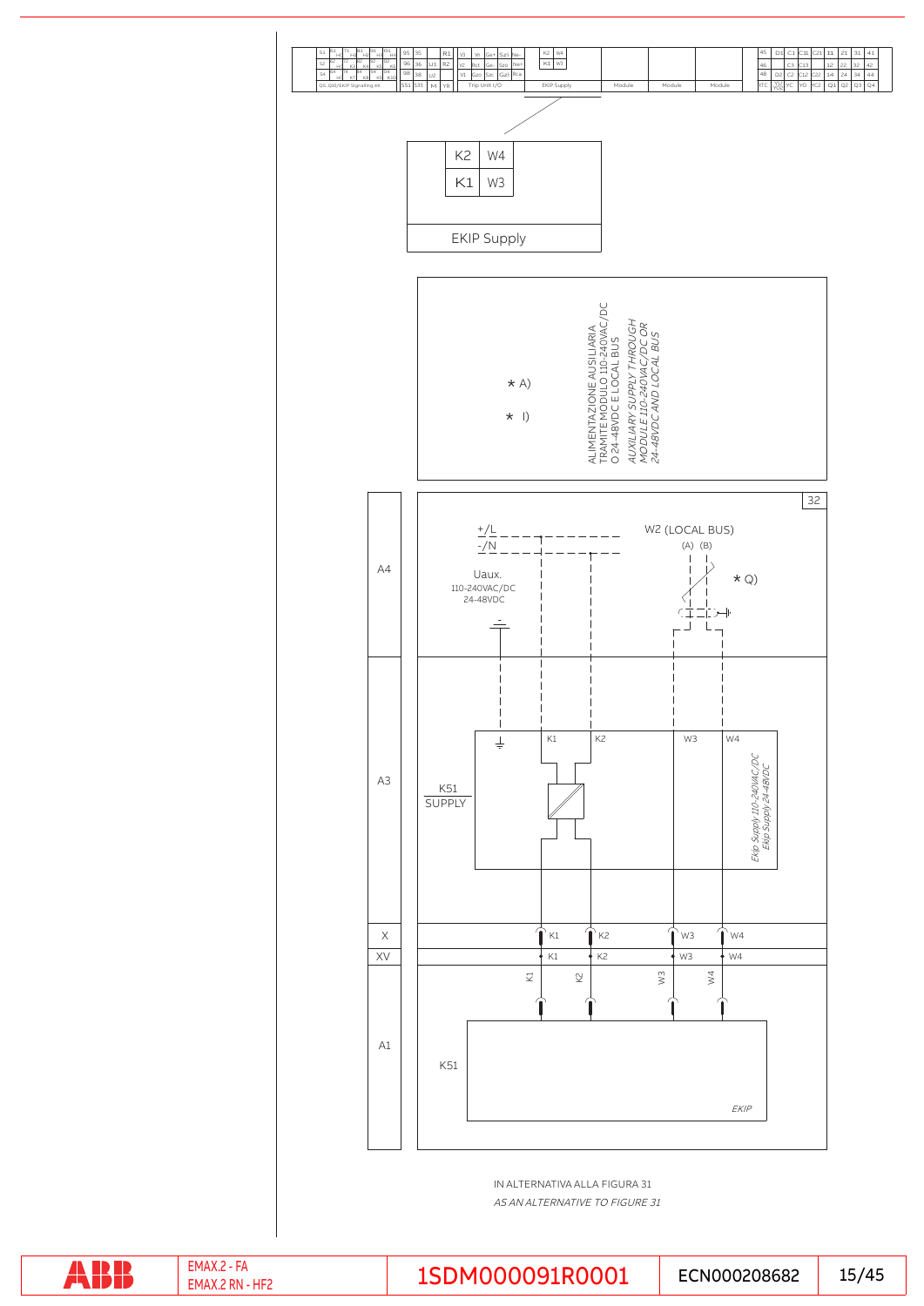| K2 | W4 |
| --- | --- |
| K1 | W3 |

EKIP Supply

\* A)

\* I)

ALIMENTAZIONE AUSILIARIA TRAMITE MODULO 110-240VAC/DC O 24-48VDC E LOCAL BUS

*AUXILIARY SUPPLY THROUGH MODULE 110-240VAC/DC OR 24-48VDC AND LOCAL BUS*

32

A4

+/L

-/N

Uaux.
110-240VAC/DC
24-48VDC

W2 (LOCAL BUS)
(A) (B)

\* Q)

A3

K51
SUPPLY

K1 K2 W3 W4

*Ekip Supply 110-240VAC/DC*
*Ekip Supply 24-48VDC*

X

XV

A1

K51

*EKIP*

IN ALTERNATIVA ALLA FIGURA 31

*AS AN ALTERNATIVE TO FIGURE 31*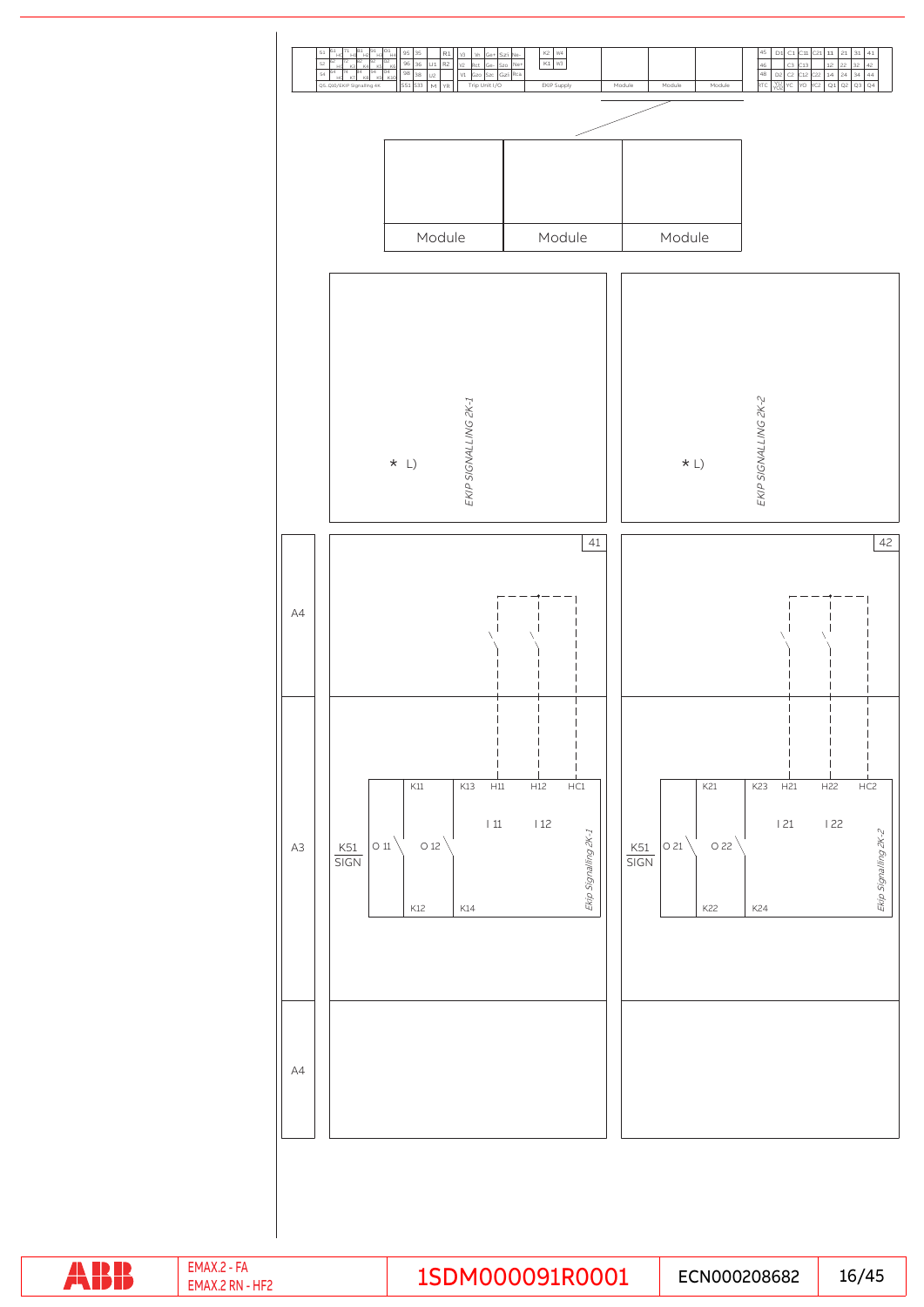| | | | | | | |
|---|---|---|---|---|---|---|
| Module | | Module | | Module | | |

*  L)

*EKIP SIGNALLING 2K-1*

*  L)

*EKIP SIGNALLING 2K-2*

41

42

A4

A3

A4

K11 K13 H11 H12 HC1

I 11 I 12

K51 SIGN  O 11  O 12

K12 K14

*Ekip Signalling 2K-1*

K21 K23 H21 H22 HC2

I 21 I 22

K51 SIGN  O 21  O 22

K22 K24

*Ekip Signalling 2K-2*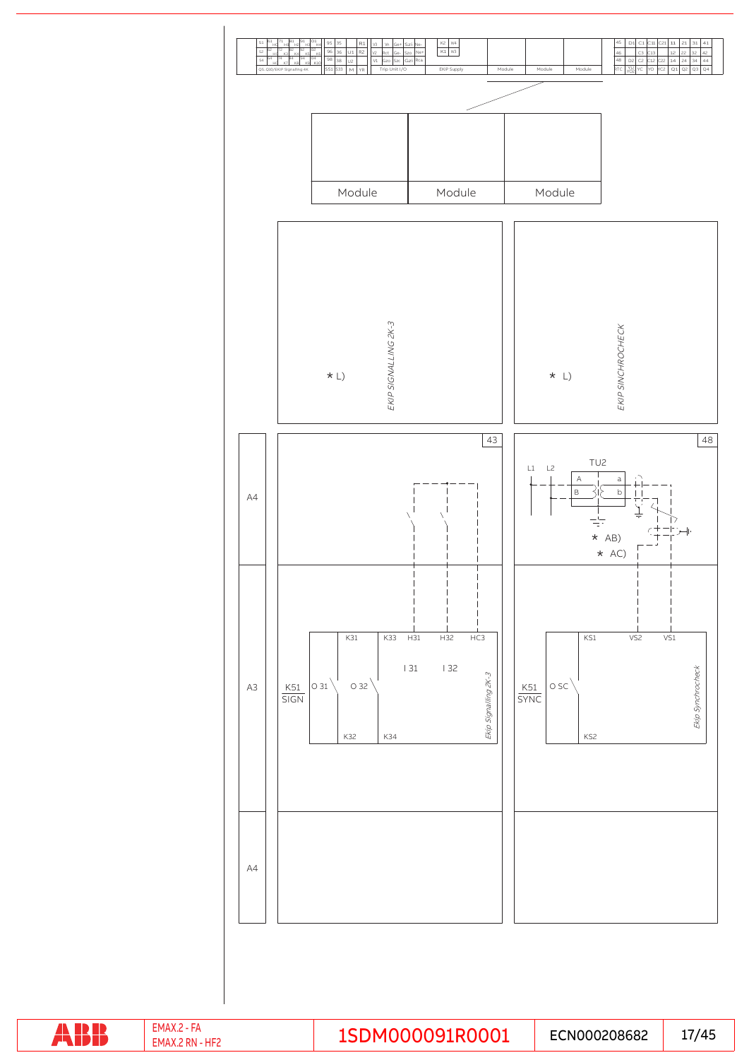| | | | | | |
|---|---|---|---|---|---|
| S1 / S2 / S4 ... Q5..Q10/EKIP Signalling 4K | 95 35 96 36 98 38 / SS1 SS3 | R1 U1 R2 U2 / M YR | Trip Unit I/O | K2 W4 K1 W3 / EKIP Supply | Module | Module | Module | 45 46 48 D1 C1 C11 C21 11 21 31 41 ... |

Module | Module | Module

*L) EKIP SIGNALLING 2K-3

*L) EKIP SINCHROCHECK

A4

43

48

L1 L2 TU2 A a B b

*AB)

*AC)

A3

K51 SIGN

K31 K33 H31 H32 HC3

O 31 O 32 I 31 I 32

K32 K34

Ekip Signalling 2K-3

K51 SYNC

KS1 VS2 VS1

O SC

KS2

Ekip Synchrocheck

A4

EMAX.2 - FA
EMAX.2 RN - HF2

1SDM000091R0001

ECN000208682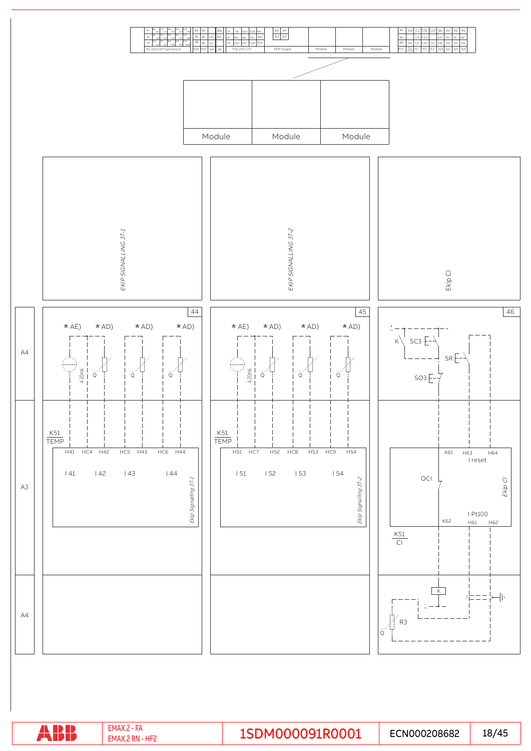| S1 | K1 HC | 71 H1 | 81 H2 | 91 H3 | O11 H4 | 95 | 35 | | R1 | V3 | Vn | Ge+ | Szi | Ne- | K2 | W4 |
|---|---|---|---|---|---|---|---|---|---|---|---|---|---|---|---|---|
| S2 | K2 HC | 72 K3 | 82 K4 | 92 K5 | O12 K6 | 96 | 36 | U1 | R2 | V2 | Rct | Ge- | Szo | Ne+ | K1 | W3 |
| S4 | K4 HC | 74 K7 | 84 K8 | 94 K9 | O14 K10 | 98 | 38 | U2 | | V1 | Gzo | Szc | Gzi | Rca | | |
| Q1..Q10/EKIP Signalling 4K | | | | | | S51 | S33 | M | YR | Trip Unit I/O | | | | | EKIP Supply | |

| Module | Module | Module |
|---|---|---|

| 45 | D1 | C1 | C11 | C21 | 11 | 21 | 31 | 41 |
|---|---|---|---|---|---|---|---|---|
| 46 | | C3 | C13 | | 12 | 22 | 32 | 42 |
| 48 | D2 | C2 | C12 | C22 | 14 | 24 | 34 | 44 |
| RTC | YU YO2 | YC | YO | XC2 | Q1 | Q2 | Q3 | Q4 |

| Module | Module | Module |
|---|---|---|

EKIP SIGNALLING 3T-1

EKIP SIGNALLING 3T-2

Ekip CI

44

*AE) *AD) *AD) *AD)

4-20mA Q Q Q

K51
TEMP

H41 HC4 H42 HC5 H43 HC6 H44

I 41 I 42 I 43 I 44

Ekip Signalling 3T-1

45

*AE) *AD) *AD) *AD)

4-20mA Q Q Q

K51
TEMP

H51 HC7 H52 HC8 H53 HC9 H54

I 51 I 52 I 53 I 54

Ekip Signalling 3T-2

46

K SC3 SR SO3

K61 H63 H64
I reset

OCI

Ekip CI

I Pt100
K62 H61 H62

K51
CI

K

R3

Q

A4

A3

A4

EMAX.2 - FA
EMAX.2 RN - HF2

1SDM000091R0001

ECN000208682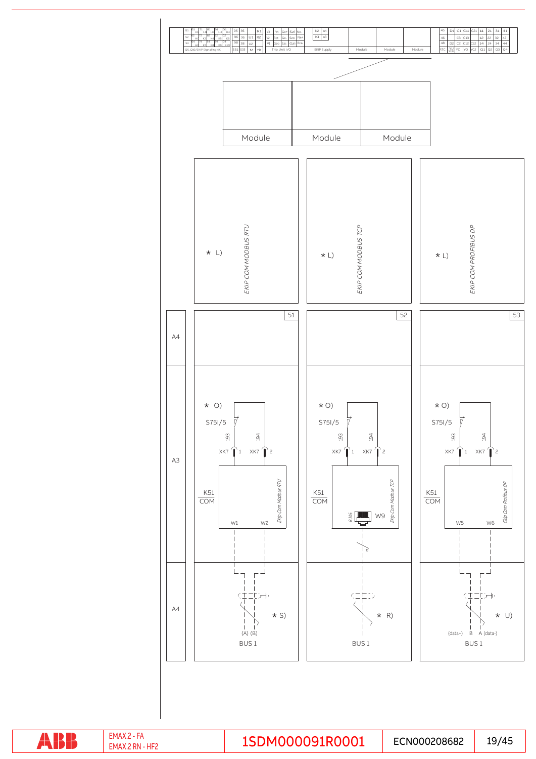| Module | Module | Module |
|---|---|---|

| | * L) EKIP COM MODBUS RTU | * L) EKIP COM MODBUS TCP | * L) EKIP COM PROFIBUS DP |
|---|---|---|---|
| A4 | 51 | 52 | 53 |
| A3 | * O) S75I/5 193 194 XK7 1 XK7 2 K51 COM Ekip Com Modbus RTU W1 W2 | * O) S75I/5 193 194 XK7 1 XK7 2 K51 COM Ekip Com Modbus TCP RJ45 W9 | * O) S75I/5 193 194 XK7 1 XK7 2 K51 COM Ekip Com Profibus DP W5 W6 |
| A4 | * S) (A) (B) BUS 1 | * R) BUS 1 | * U) (data+) B A (data-) BUS 1 |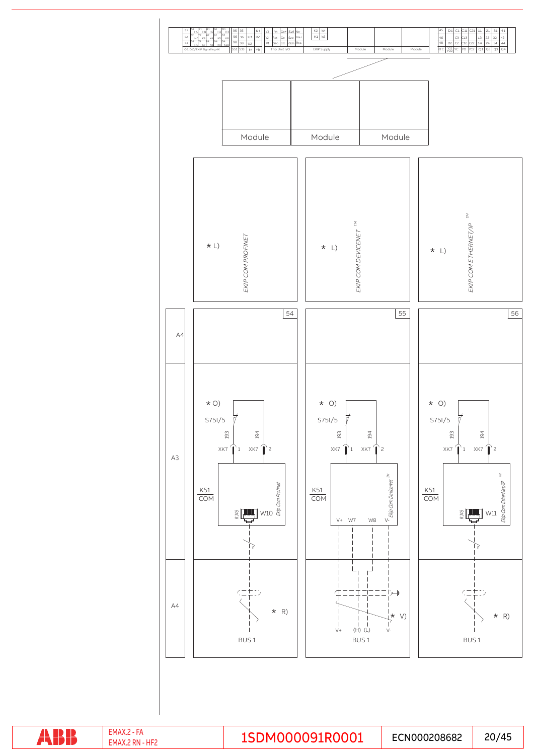| Module | Module | Module |
|---|---|---|

| | 54 | 55 | 56 |
|---|---|---|---|
| | * L) EKIP COM PROFINET | * L) EKIP COM DEVICENET ™ | * L) EKIP COM ETHERNET/IP ™ |
| A4 | | | |
| A3 | * O) S75I/5 193 194 XK7 1 XK7 2 K51 COM RJ45 W10 Ekip Com Profinet | * O) S75I/5 193 194 XK7 1 XK7 2 K51 COM V+ W7 W8 V- Ekip Com DeviceNet ™ | * O) S75I/5 193 194 XK7 1 XK7 2 K51 COM RJ45 W11 Ekip Com EtherNet/IP ™ |
| A4 | * R) BUS 1 | * V) V+ (H) (L) V- BUS 1 | * R) BUS 1 |

EMAX.2 - FA
EMAX.2 RN - HF2

1SDM000091R0001

ECN000208682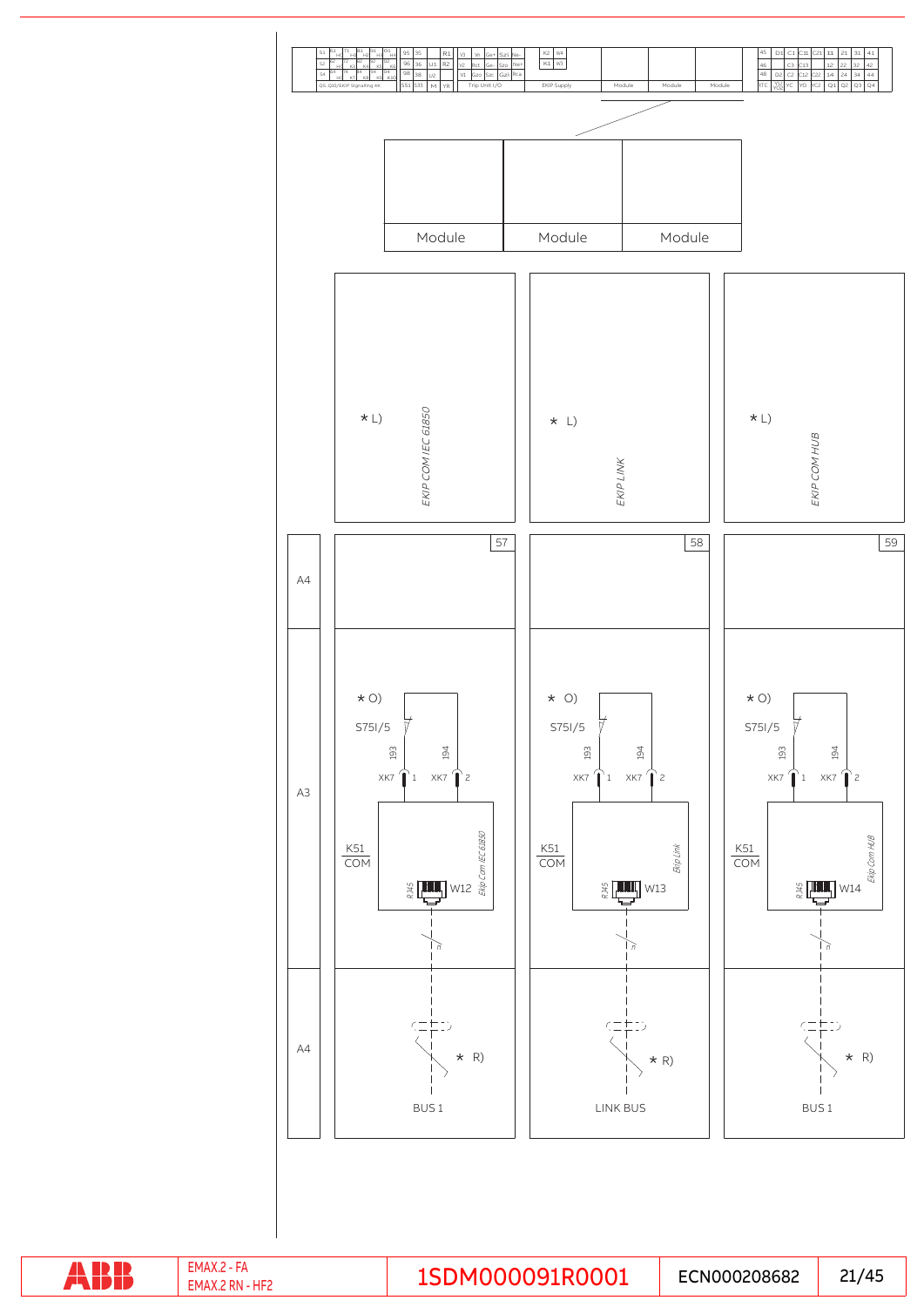| S1 | K1 H1 | 71 H2 | 81 H3 | 91 H4 | O1 H5 | 95 | 35 | | R1 | Y3 | Vn | Ge+ | Sz1 | Ne- | K2 | W4 |
|---|---|---|---|---|---|---|---|---|---|---|---|---|---|---|---|---|
| S2 | 72 H6 | 82 K2 | 92 K3 | O2 K4 | K5 | 96 | 36 | U1 | R2 | V2 | Rct | Ge- | Sz0 | Ne+ | K1 | W3 |
| S4 | 74 H6 | 84 K7 | 94 K8 | O4 K9 | K10 | 98 | 38 | U2 | | V1 | Gzi0 | Szc | Gzi1 | Rca | | |
| QS..Q10/EKIP Signalling 4K | | | | | | S51 | S33 | M | YR | Trip Unit I/O | | | | | EKIP Supply | |

Module | Module | Module

| 45 | D1 | C1 | C11 | C21 | 11 | 21 | 31 | 41 |
|---|---|---|---|---|---|---|---|---|
| 46 | | C3 | C13 | | 12 | 22 | 32 | 42 |
| 48 | D2 | C2 | C12 | C22 | 14 | 24 | 34 | 44 |
| XTC | YU YOC | YC | YO | YC2 | Q1 | Q2 | Q3 | Q4 |

Module | Module | Module

| | 57 | 58 | 59 |
|---|---|---|---|
| | * L) EKIP COM IEC 61850 | * L) EKIP LINK | * L) EKIP COM HUB |
| A4 | | | |
| A3 | * O) S75I/5, 193, 194, XK7 1, XK7 2, K51 COM, Ekip Com IEC 61850, RJ45 W12 | * O) S75I/5, 193, 194, XK7 1, XK7 2, K51 COM, Ekip Link, RJ45 W13 | * O) S75I/5, 193, 194, XK7 1, XK7 2, K51 COM, Ekip Com HUB, RJ45 W14 |
| A4 | * R) BUS 1 | * R) LINK BUS | * R) BUS 1 |

EMAX.2 - FA
EMAX.2 RN - HF2

1SDM000091R0001 | ECN000208682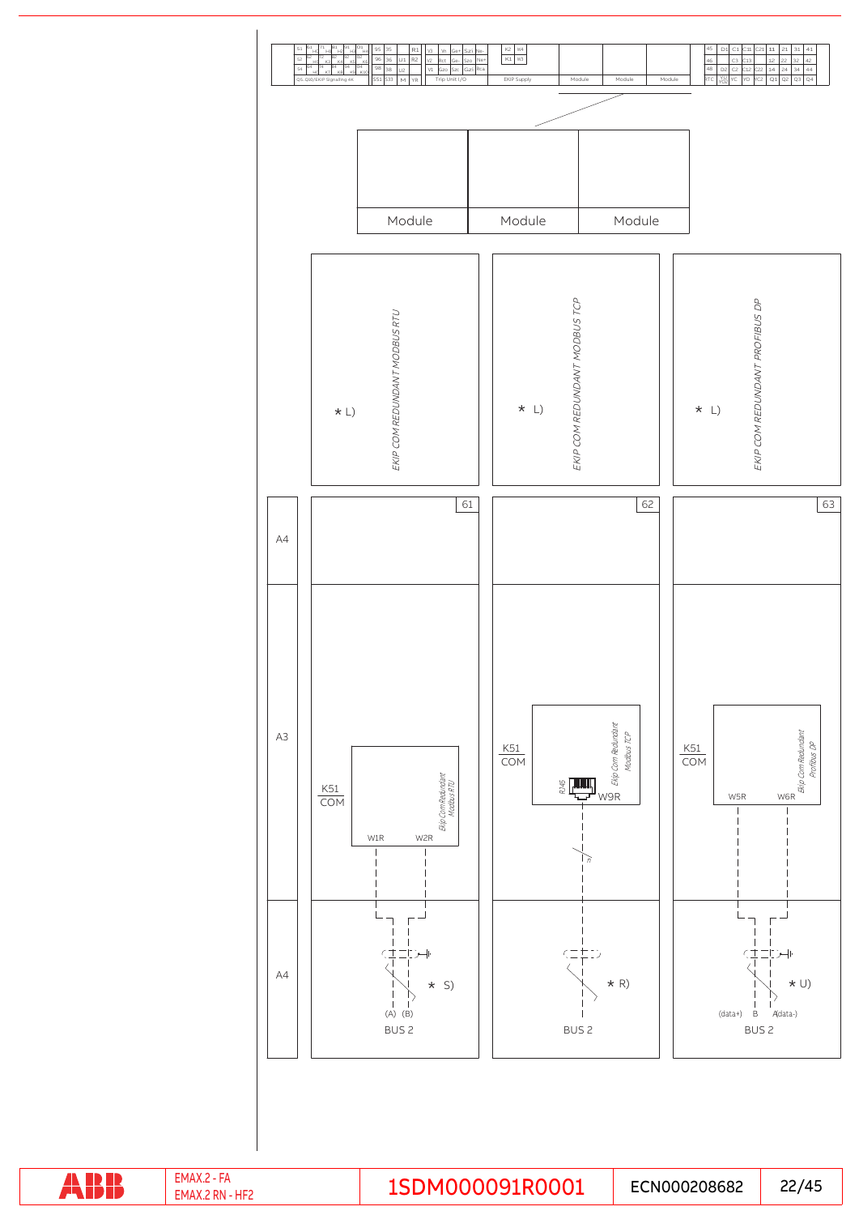| S1 | K1 H1 | 71 H1 | 61 H2 | 51 H3 | D1 H4 | 95 | 35 | | R1 | Y3 | Vn | Ge+ | Sz1 | Ne- | K2 | W4 |
|---|---|---|---|---|---|---|---|---|---|---|---|---|---|---|---|---|
| S2 | K2 H2 | K2 K3 | K3 K4 | K4 K5 | K5 K6 | 96 | 36 | U1 | R2 | V2 | Rct | Ge- | Szo | Ne+ | K1 | W3 |
| S4 | K4 H6 | K4 K7 | K7 K8 | K8 K9 | K9 K10 | 98 | 38 | U2 | | V1 | Gzo | Szc | Gzi | Rca | | |
| QS, Q10/EKIP Signalling 4K | | | | | | S51 | S33 | M | Y8 | Trip Unit I/O | | | | | EKIP Supply | |

| Module | Module | Module |
|---|---|---|

| 45 | D1 | C1 | C11 | C21 | 11 | 21 | 31 | 41 |
|---|---|---|---|---|---|---|---|---|
| 46 | | C3 | C13 | | 12 | 22 | 32 | 42 |
| 48 | D2 | C2 | C12 | C22 | 14 | 24 | 34 | 44 |
| RTC | YU YO2 | YC | YO | YC2 | Q1 | Q2 | Q3 | Q4 |

| Module | Module | Module |
|---|---|---|

| | 61 | 62 | 63 |
|---|---|---|---|
| | * L) EKIP COM REDUNDANT MODBUS RTU | * L) EKIP COM REDUNDANT MODBUS TCP | * L) EKIP COM REDUNDANT PROFIBUS DP |
| A4 | | | |
| A3 | K51 COM — Ekip Com Redundant Modbus RTU — W1R, W2R | K51 COM — Ekip Com Redundant Modbus TCP — RJ45, W9R | K51 COM — Ekip Com Redundant Profibus DP — W5R, W6R |
| A4 | * S) (A) (B) BUS 2 | * R) BUS 2 | * U) (data+) B A(data-) BUS 2 |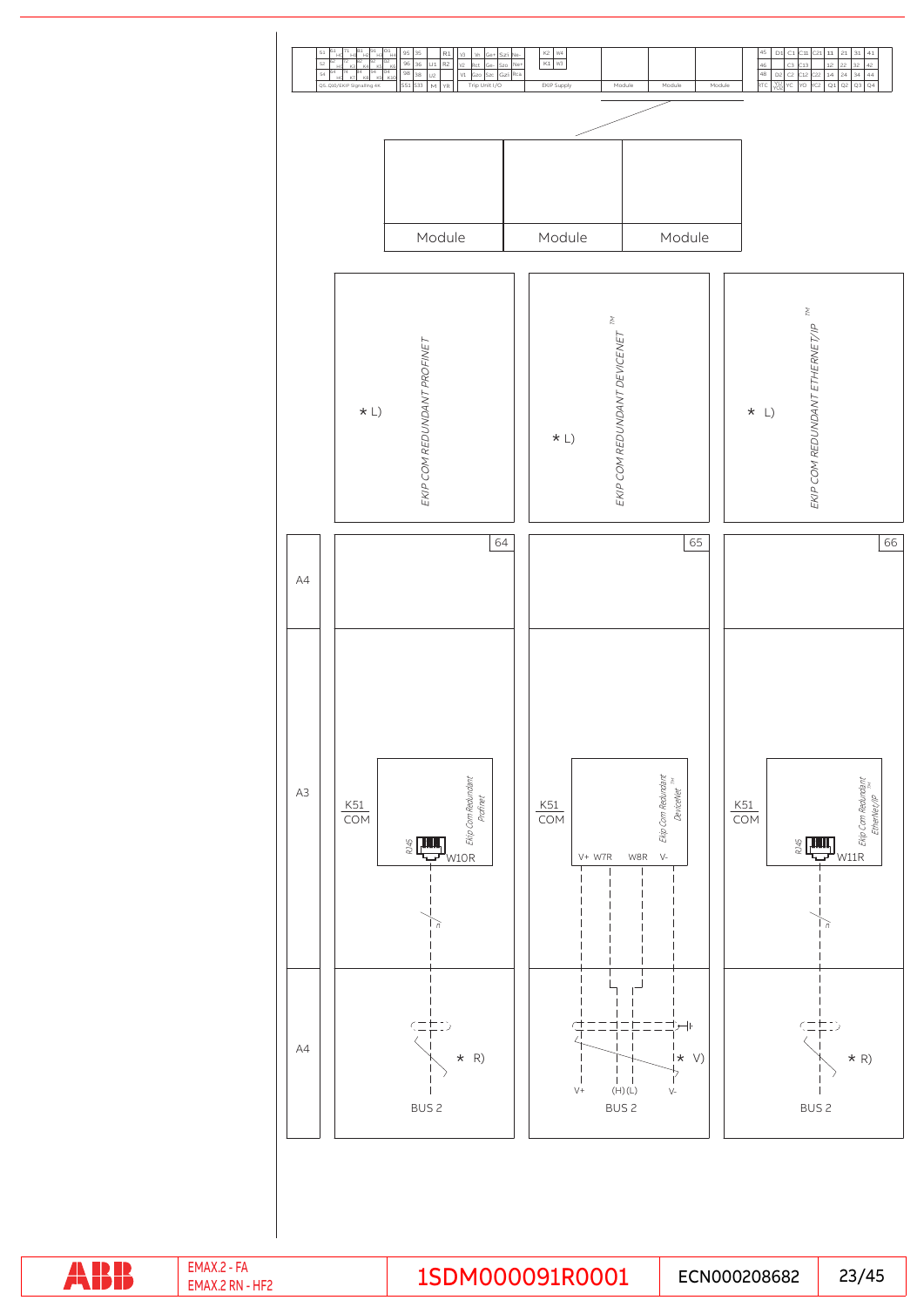| Module | Module | Module |
|---|---|---|

| | *EKIP COM REDUNDANT PROFINET* * L) | *EKIP COM REDUNDANT DEVICENET* ™ * L) | *EKIP COM REDUNDANT ETHERNET/IP* ™ * L) |
|---|---|---|---|
| A4 | 64 | 65 | 66 |
| A3 | K51 COM — Ekip Com Redundant Profinet — RJ45 W10R | K51 COM — Ekip Com Redundant DeviceNet ™ — V+ W7R W8R V- | K51 COM — Ekip Com Redundant EtherNet/IP ™ — RJ45 W11R |
| A4 | * R) BUS 2 | * V) V+ (H) (L) V- BUS 2 | * R) BUS 2 |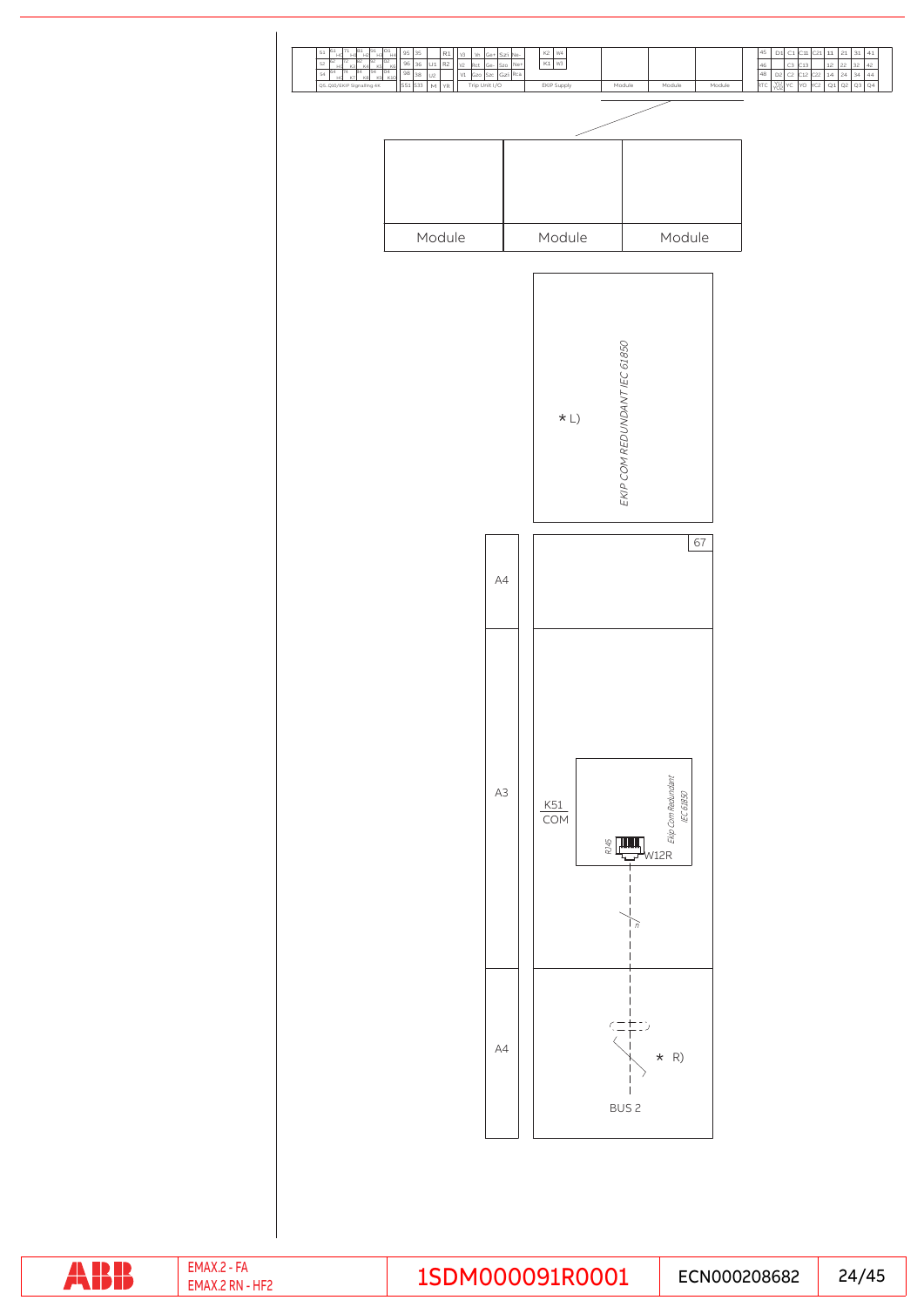| S1 | K1 H1 | 71 H3 | 61 H2 | 51 H5 | Q1 H4 | 95 | 35 | | R1 | V3 | Vn | Ge+ | Sz1 | Ne- | K2 | W4 |
|---|---|---|---|---|---|---|---|---|---|---|---|---|---|---|---|---|
| S2 | 72 H0 | 62 K2 | 52 K4 | 52 K6 | Q2 K8 | 96 | 36 | U1 | R2 | V2 | Rct | Ge- | Szo | Ne+ | K1 | W3 |
| S4 | 74 H6 | 64 K7 | 54 K8 | 54 K9 | Q4 K10 | 98 | 38 | U2 | | V1 | Gzo | Szc | Gzi | Rca | | |
| QS, Q10/EKIP Signalling 4K | | | | | | S51 | S33 | M | YR | Trip Unit I/O | | | | | EKIP Supply | |

| Module | Module | Module |
|---|---|---|

| 45 | D1 | C1 | C11 | C21 | 11 | 21 | 31 | 41 |
|---|---|---|---|---|---|---|---|---|
| 46 | | C3 | C13 | | 12 | 22 | 32 | 42 |
| 48 | D2 | C2 | C12 | C22 | 14 | 24 | 34 | 44 |
| XTC | YU YOC | YC | YO | YC2 | Q1 | Q2 | Q3 | Q4 |

| Module | Module | Module |
|---|---|---|

EKIP COM REDUNDANT IEC 61850

* L)

67

A4

A3

K51
COM

Ekip Com Redundant IEC 61850

RJ45

W12R

A4

* R)

BUS 2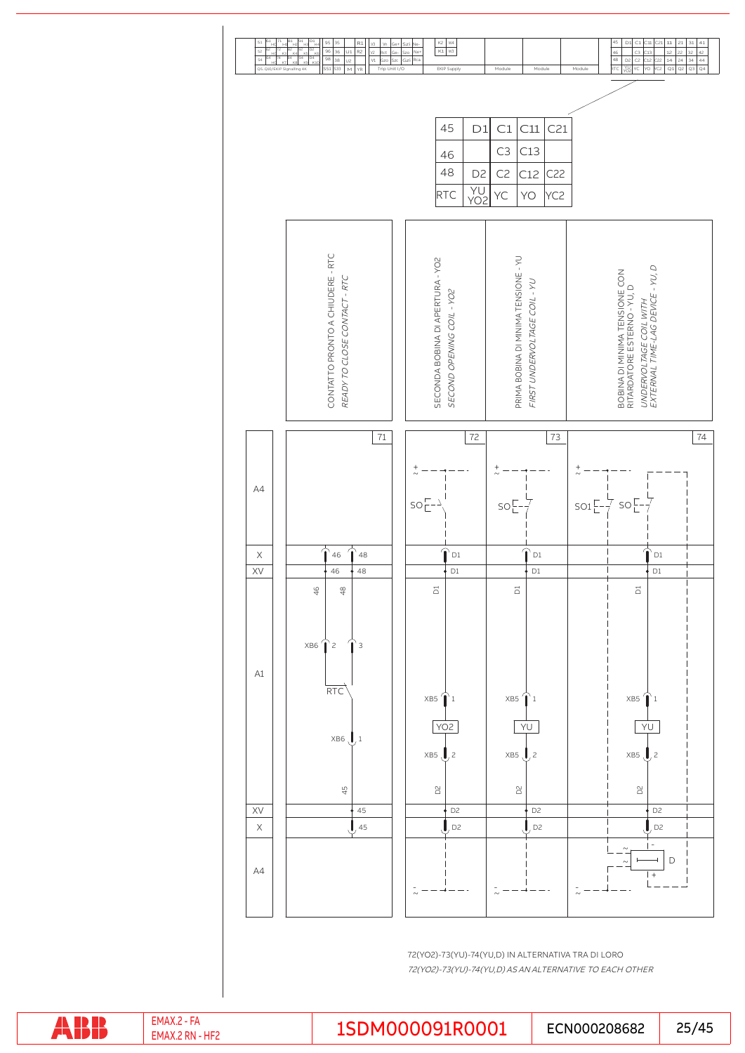| 45 | D1 | C1 | C11 | C21 |
|---|---|---|---|---|
| 46 | | C3 | C13 | |
| 48 | D2 | C2 | C12 | C22 |
| RTC | YU YO2 | YC | YO | YC2 |

| 71 | 72 | 73 | 74 |
|---|---|---|---|
| CONTATTO PRONTO A CHIUDERE - RTC *READY TO CLOSE CONTACT - RTC* | SECONDA BOBINA DI APERTURA - YO2 *SECOND OPENING COIL - YO2* | PRIMA BOBINA DI MINIMA TENSIONE - YU *FIRST UNDERVOLTAGE COIL - YU* | BOBINA DI MINIMA TENSIONE CON RITARDATORE ESTERNO - YU, D *UNDERVOLTAGE COIL WITH EXTERNAL TIME-LAG DEVICE - YU, D* |

72(YO2)-73(YU)-74(YU,D) IN ALTERNATIVA TRA DI LORO

*72(YO2)-73(YU)-74(YU,D) AS AN ALTERNATIVE TO EACH OTHER*

EMAX.2 - FA
EMAX.2 RN - HF2

1SDM000091R0001

ECN000208682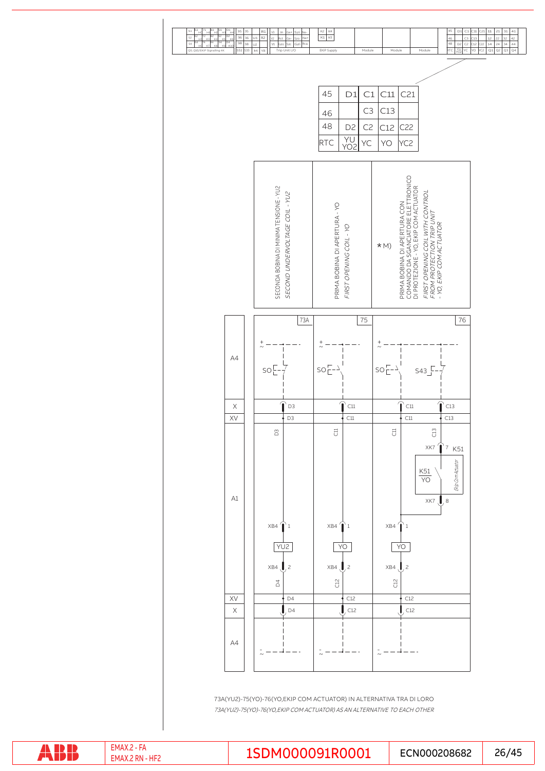| 45 | D1 | C1 | C11 | C21 |
|---|---|---|---|---|
| 46 | | C3 | C13 | |
| 48 | D2 | C2 | C12 | C22 |
| RTC | YU YO2 | YC | YO | YC2 |

| 73A | 75 | 76 |
|---|---|---|
| SECONDA BOBINA DI MINIMA TENSIONE - YU2<br>*SECOND UNDERVOLTAGE COIL - YU2* | PRIMA BOBINA DI APERTURA - YO<br>*FIRST OPENING COIL - YO* | *M) PRIMA BOBINA DI APERTURA CON COMANDO DA SGANCIATORE ELETTRONICO DI PROTEZIONE - YO, EKIP COM ACTUATOR<br>*FIRST OPENING COIL WITH CONTROL FROM PROTECTION TRIP UNIT - YO, EKIP COM ACTUATOR* |

73A(YU2)-75(YO)-76(YO,EKIP COM ACTUATOR) IN ALTERNATIVA TRA DI LORO

*73A(YU2)-75(YO)-76(YO,EKIP COM ACTUATOR) AS AN ALTERNATIVE TO EACH OTHER*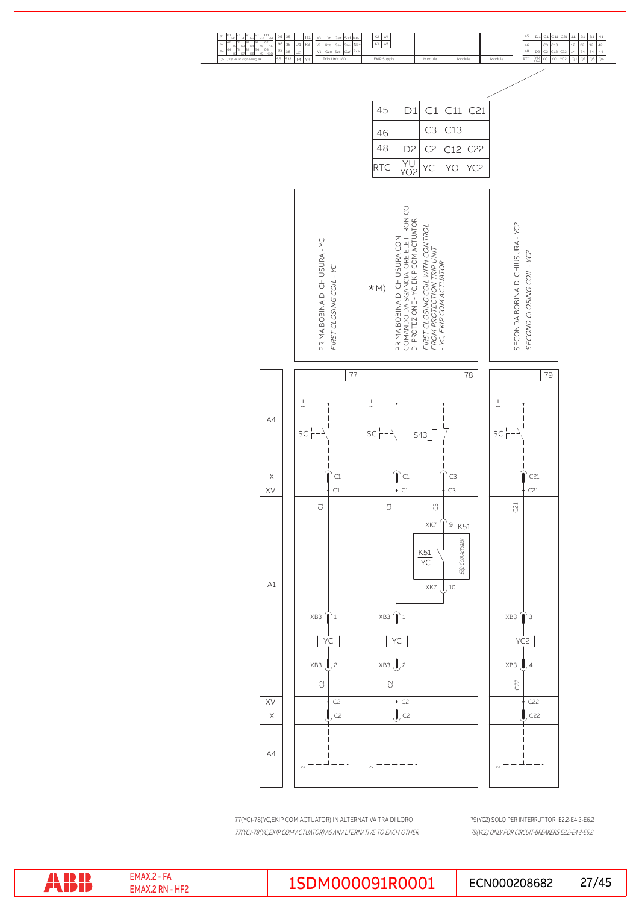| 45 | D1 | C1 | C11 | C21 |
|---|---|---|---|---|
| 46 | | C3 | C13 | |
| 48 | D2 | C2 | C12 | C22 |
| RTC | YU YO2 | YC | YO | YC2 |

PRIMA BOBINA DI CHIUSURA - YC

*FIRST CLOSING COIL - YC*

*M) PRIMA BOBINA DI CHIUSURA CON COMANDO DA SGANCIATORE ELETTRONICO DI PROTEZIONE - YC, EKIP COM ACTUATOR

*FIRST CLOSING COIL WITH CONTROL FROM PROTECTION TRIP UNIT - YC, EKIP COM ACTUATOR*

SECONDA BOBINA DI CHIUSURA - YC2

*SECOND CLOSING COIL - YC2*

77(YC)-78(YC,EKIP COM ACTUATOR) IN ALTERNATIVA TRA DI LORO

*77(YC)-78(YC,EKIP COM ACTUATOR) AS AN ALTERNATIVE TO EACH OTHER*

79(YC2) SOLO PER INTERRUTTORI E2.2-E4.2-E6.2

*79(YC2) ONLY FOR CIRCUIT-BREAKERS E2.2-E4.2-E6.2*

EMAX.2 - FA
EMAX.2 RN - HF2

1SDM000091R0001

ECN000208682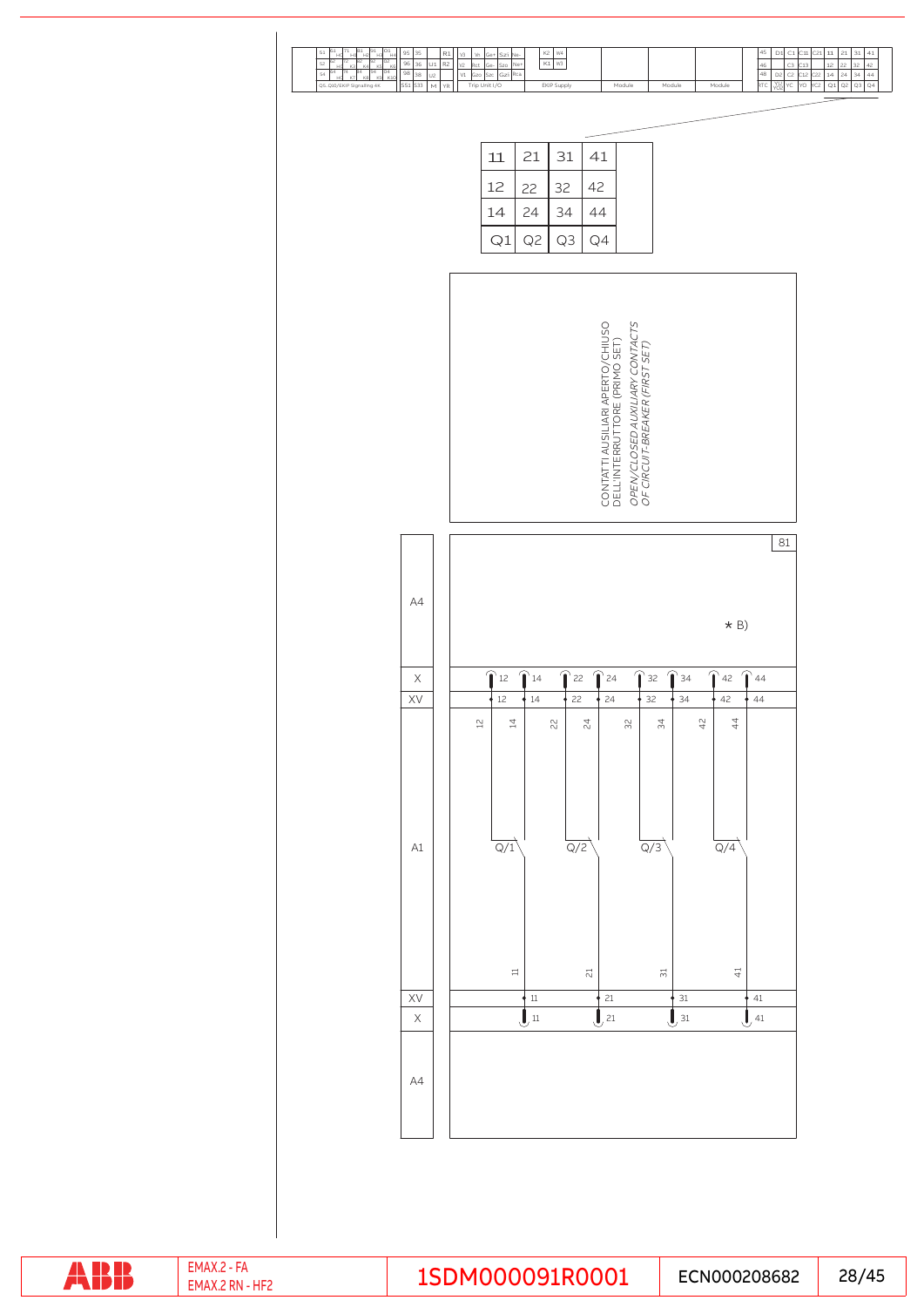| 11 | 21 | 31 | 41 |
|---|---|---|---|
| 12 | 22 | 32 | 42 |
| 14 | 24 | 34 | 44 |
| Q1 | Q2 | Q3 | Q4 |

CONTATTI AUSILIARI APERTO/CHIUSO DELL'INTERRUTTORE (PRIMO SET)

*OPEN/CLOSED AUXILIARY CONTACTS OF CIRCUIT-BREAKER (FIRST SET)*

81

A4

* B)

X

XV

12 14 22 24 32 34 42 44

A1

Q/1 Q/2 Q/3 Q/4

11 21 31 41

XV

X

A4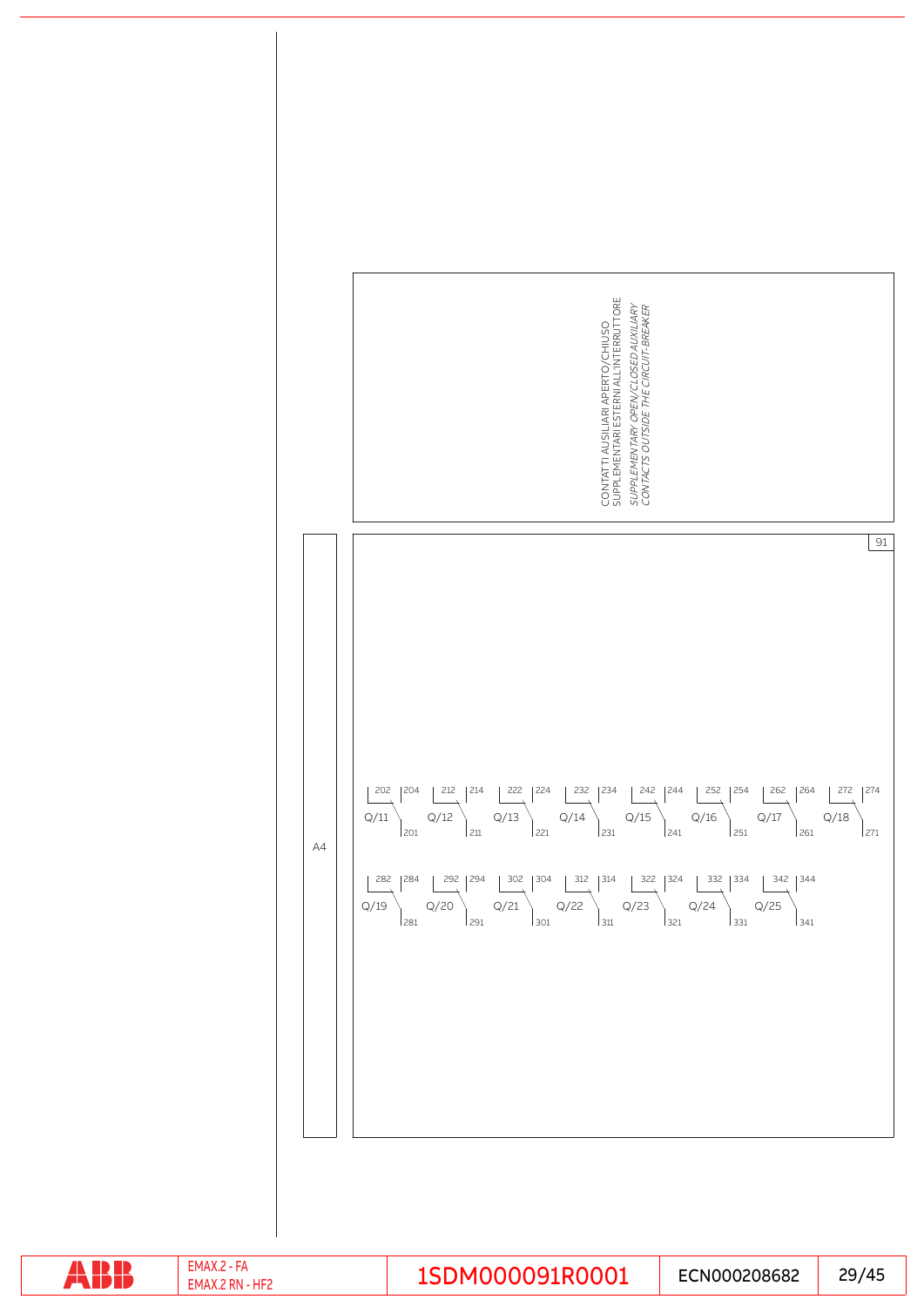CONTATTI AUSILIARI APERTO/CHIUSO SUPPLEMENTARI ESTERNI ALL'INTERRUTTORE

*SUPPLEMENTARY OPEN/CLOSED AUXILIARY CONTACTS OUTSIDE THE CIRCUIT-BREAKER*

91

A4

| Contact | Terminals |
|---|---|
| Q/11 | 202, 204, 201 |
| Q/12 | 212, 214, 211 |
| Q/13 | 222, 224, 221 |
| Q/14 | 232, 234, 231 |
| Q/15 | 242, 244, 241 |
| Q/16 | 252, 254, 251 |
| Q/17 | 262, 264, 261 |
| Q/18 | 272, 274, 271 |
| Q/19 | 282, 284, 281 |
| Q/20 | 292, 294, 291 |
| Q/21 | 302, 304, 301 |
| Q/22 | 312, 314, 311 |
| Q/23 | 322, 324, 321 |
| Q/24 | 332, 334, 331 |
| Q/25 | 342, 344, 341 |

EMAX.2 - FA
EMAX.2 RN - HF2

1SDM000091R0001

ECN000208682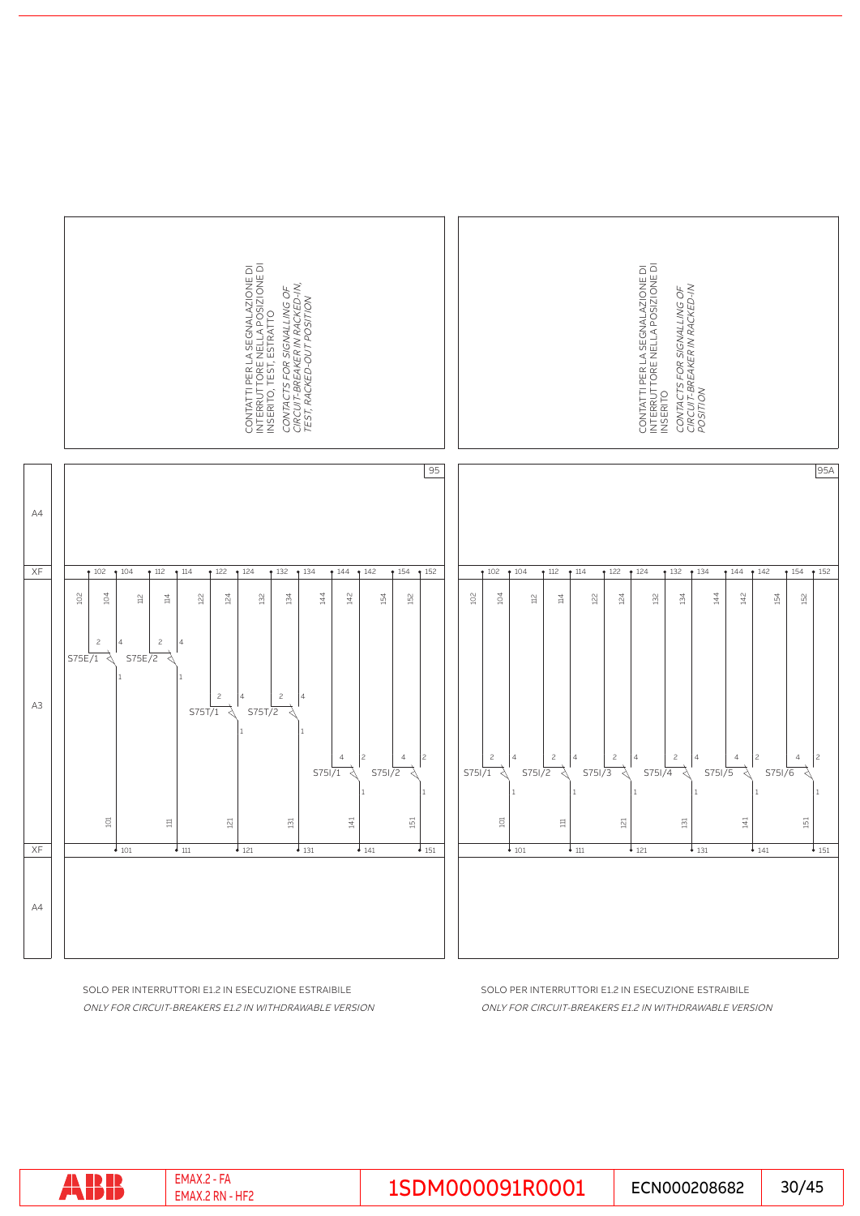CONTATTI PER LA SEGNALAZIONE DI INTERRUTTORE NELLA POSIZIONE DI INSERITO, TEST, ESTRATTO

*CONTACTS FOR SIGNALLING OF CIRCUIT-BREAKER IN RACKED-IN, TEST, RACKED-OUT POSITION*

CONTATTI PER LA SEGNALAZIONE DI INTERRUTTORE NELLA POSIZIONE DI INSERITO

*CONTACTS FOR SIGNALLING OF CIRCUIT-BREAKER IN RACKED-IN POSITION*

95

A4

XF

102 104 112 114 122 124 132 134 144 142 154 152

S75E/1 S75E/2

A3

S75T/1 S75T/2

S75I/1 S75I/2

101 111 121 131 141 151

XF

A4

95A

102 104 112 114 122 124 132 134 144 142 154 152

S75I/1 S75I/2 S75I/3 S75I/4 S75I/5 S75I/6

101 111 121 131 141 151

SOLO PER INTERRUTTORI E1.2 IN ESECUZIONE ESTRAIBILE

*ONLY FOR CIRCUIT-BREAKERS E1.2 IN WITHDRAWABLE VERSION*

SOLO PER INTERRUTTORI E1.2 IN ESECUZIONE ESTRAIBILE

*ONLY FOR CIRCUIT-BREAKERS E1.2 IN WITHDRAWABLE VERSION*

| ABB | EMAX.2 - FA<br>EMAX.2 RN - HF2 | 1SDM000091R0001 | ECN000208682 |
|---|---|---|---|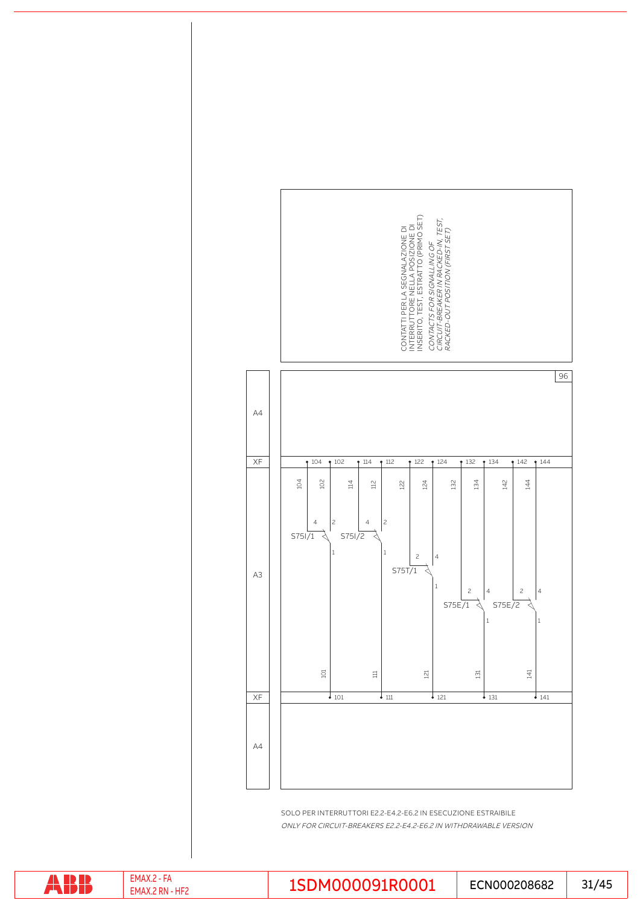CONTATTI PER LA SEGNALAZIONE DI INTERRUTTORE NELLA POSIZIONE DI INSERITO, TEST, ESTRATTO (PRIMO SET)

*CONTACTS FOR SIGNALLING OF CIRCUIT-BREAKER IN RACKED-IN, TEST, RACKED-OUT POSITION (FIRST SET)*

96

A4

XF

104 102 114 112 122 124 132 134 142 144

A3

S75I/1 S75I/2 S75T/1 S75E/1 S75E/2

XF

101 111 121 131 141

A4

SOLO PER INTERRUTTORI E2.2-E4.2-E6.2 IN ESECUZIONE ESTRAIBILE

*ONLY FOR CIRCUIT-BREAKERS E2.2-E4.2-E6.2 IN WITHDRAWABLE VERSION*

EMAX.2 - FA
EMAX.2 RN - HF2

1SDM000091R0001

ECN000208682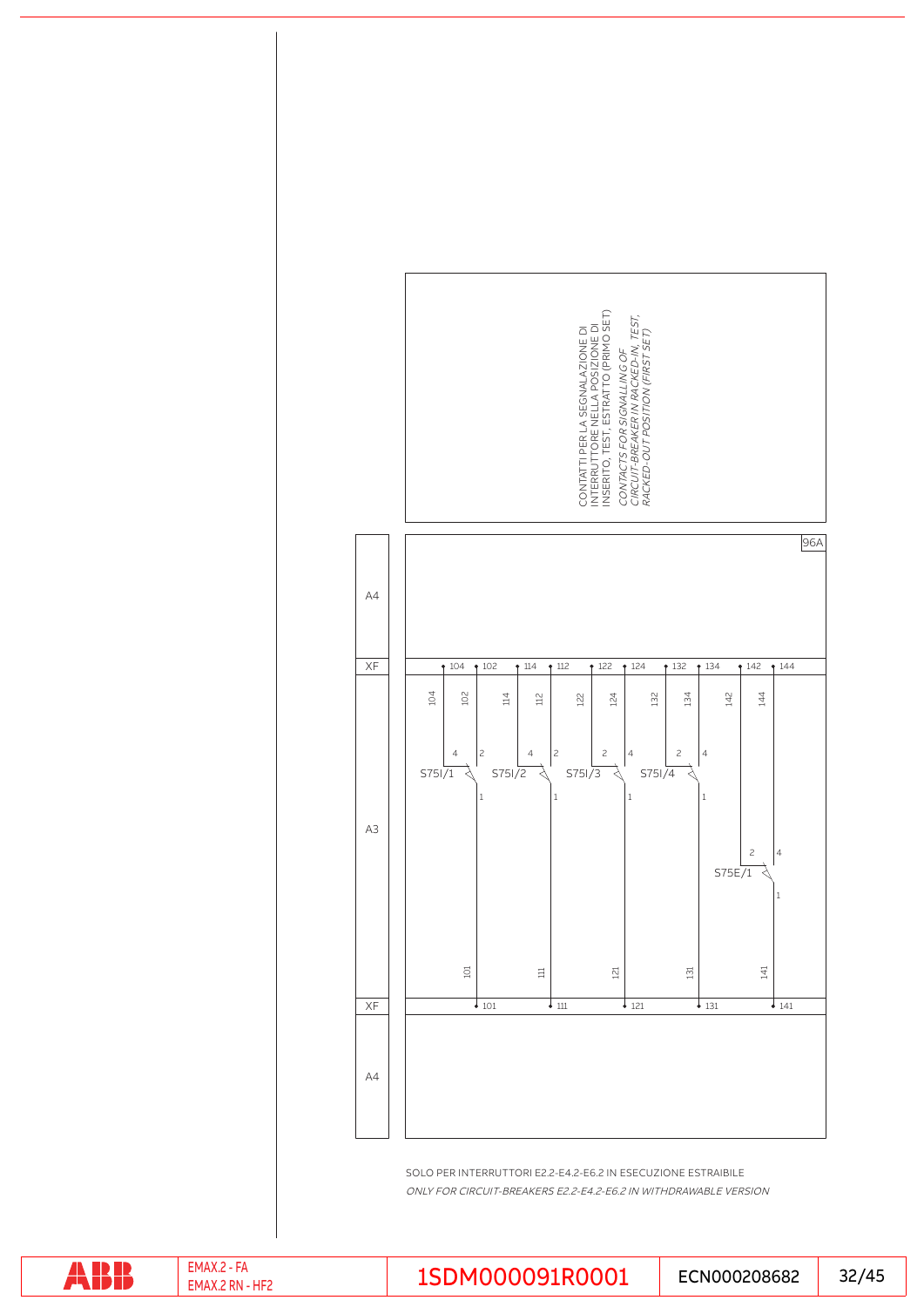CONTATTI PER LA SEGNALAZIONE DI INTERRUTTORE NELLA POSIZIONE DI INSERITO, TEST, ESTRATTO (PRIMO SET)

*CONTACTS FOR SIGNALLING OF CIRCUIT-BREAKER IN RACKED-IN, TEST, RACKED-OUT POSITION (FIRST SET)*

96A

A4

XF

104 102 114 112 122 124 132 134 142 144

A3

S75I/1 S75I/2 S75I/3 S75I/4

S75E/1

XF

101 111 121 131 141

A4

SOLO PER INTERRUTTORI E2.2-E4.2-E6.2 IN ESECUZIONE ESTRAIBILE

*ONLY FOR CIRCUIT-BREAKERS E2.2-E4.2-E6.2 IN WITHDRAWABLE VERSION*

EMAX.2 - FA
EMAX.2 RN - HF2

1SDM000091R0001

ECN000208682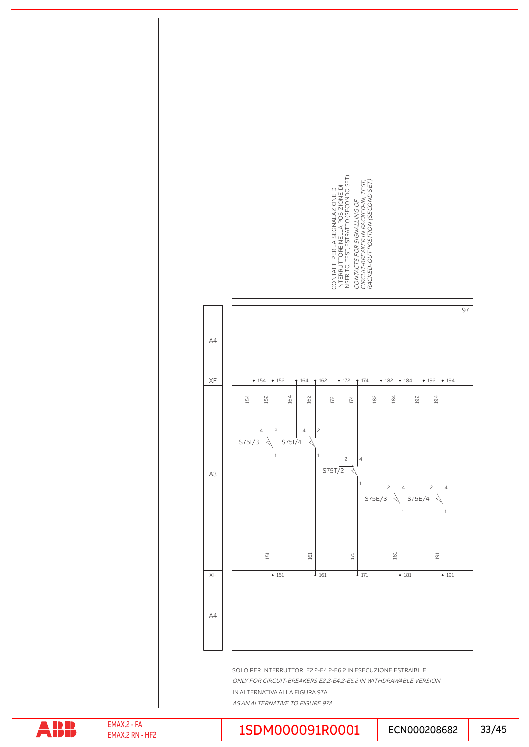CONTATTI PER LA SEGNALAZIONE DI INTERRUTTORE NELLA POSIZIONE DI INSERITO, TEST, ESTRATTO (SECONDO SET)

*CONTACTS FOR SIGNALLING OF CIRCUIT-BREAKER IN RACKED-IN, TEST, RACKED-OUT POSITION (SECOND SET)*

97

A4

XF

154 152 164 162 172 174 182 184 192 194

A3

S75I/3 S75I/4 S75T/2 S75E/3 S75E/4

XF

151 161 171 181 191

A4

SOLO PER INTERRUTTORI E2.2-E4.2-E6.2 IN ESECUZIONE ESTRAIBILE

*ONLY FOR CIRCUIT-BREAKERS E2.2-E4.2-E6.2 IN WITHDRAWABLE VERSION*

IN ALTERNATIVA ALLA FIGURA 97A

*AS AN ALTERNATIVE TO FIGURE 97A*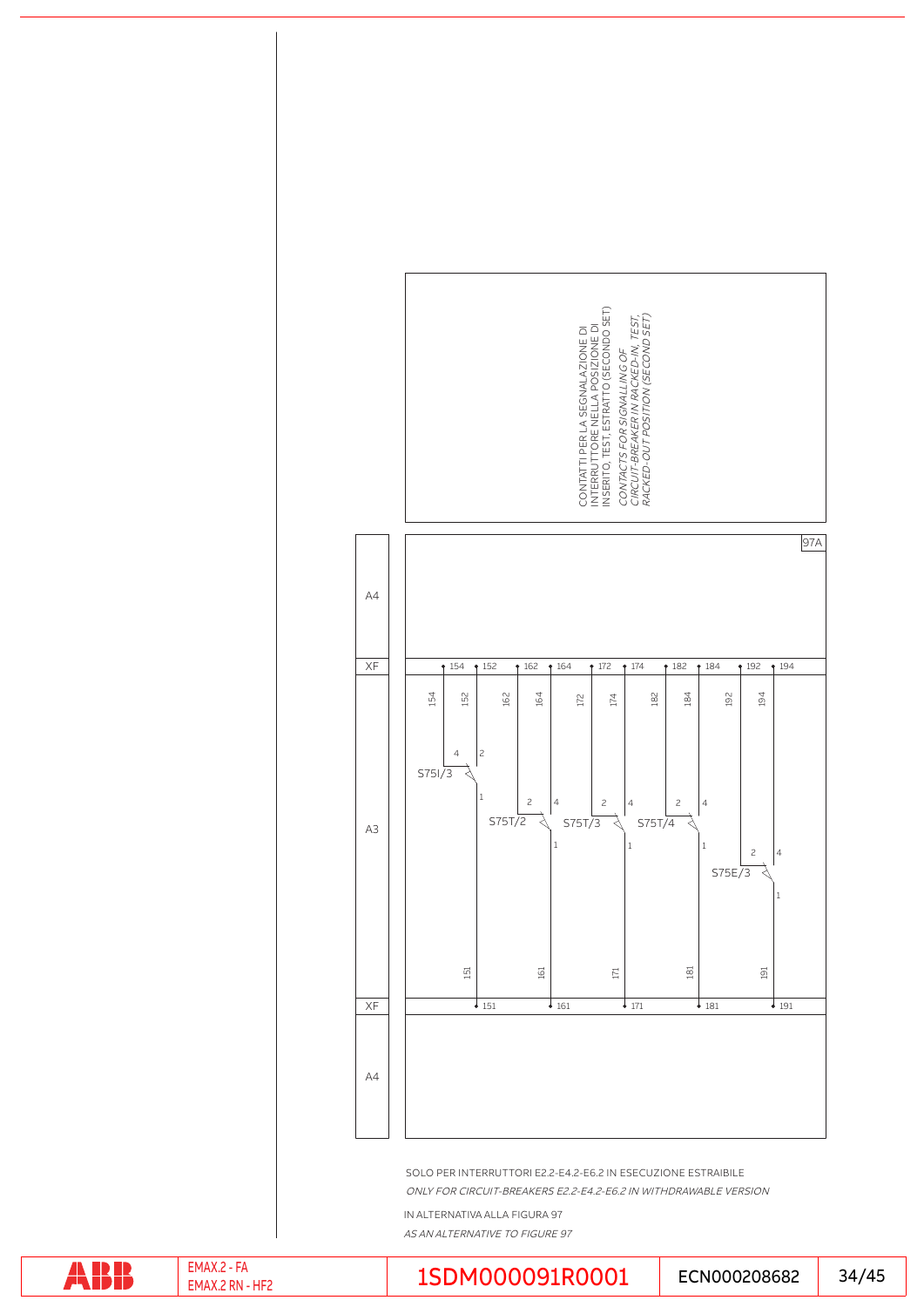CONTATTI PER LA SEGNALAZIONE DI INTERRUTTORE NELLA POSIZIONE DI INSERITO, TEST, ESTRATTO (SECONDO SET)

*CONTACTS FOR SIGNALLING OF CIRCUIT-BREAKER IN RACKED-IN, TEST, RACKED-OUT POSITION (SECOND SET)*

97A

A4

XF: 154, 152, 162, 164, 172, 174, 182, 184, 192, 194

A3: S75I/3, S75T/2, S75T/3, S75T/4, S75E/3

XF: 151, 161, 171, 181, 191

A4

SOLO PER INTERRUTTORI E2.2-E4.2-E6.2 IN ESECUZIONE ESTRAIBILE

*ONLY FOR CIRCUIT-BREAKERS E2.2-E4.2-E6.2 IN WITHDRAWABLE VERSION*

IN ALTERNATIVA ALLA FIGURA 97

*AS AN ALTERNATIVE TO FIGURE 97*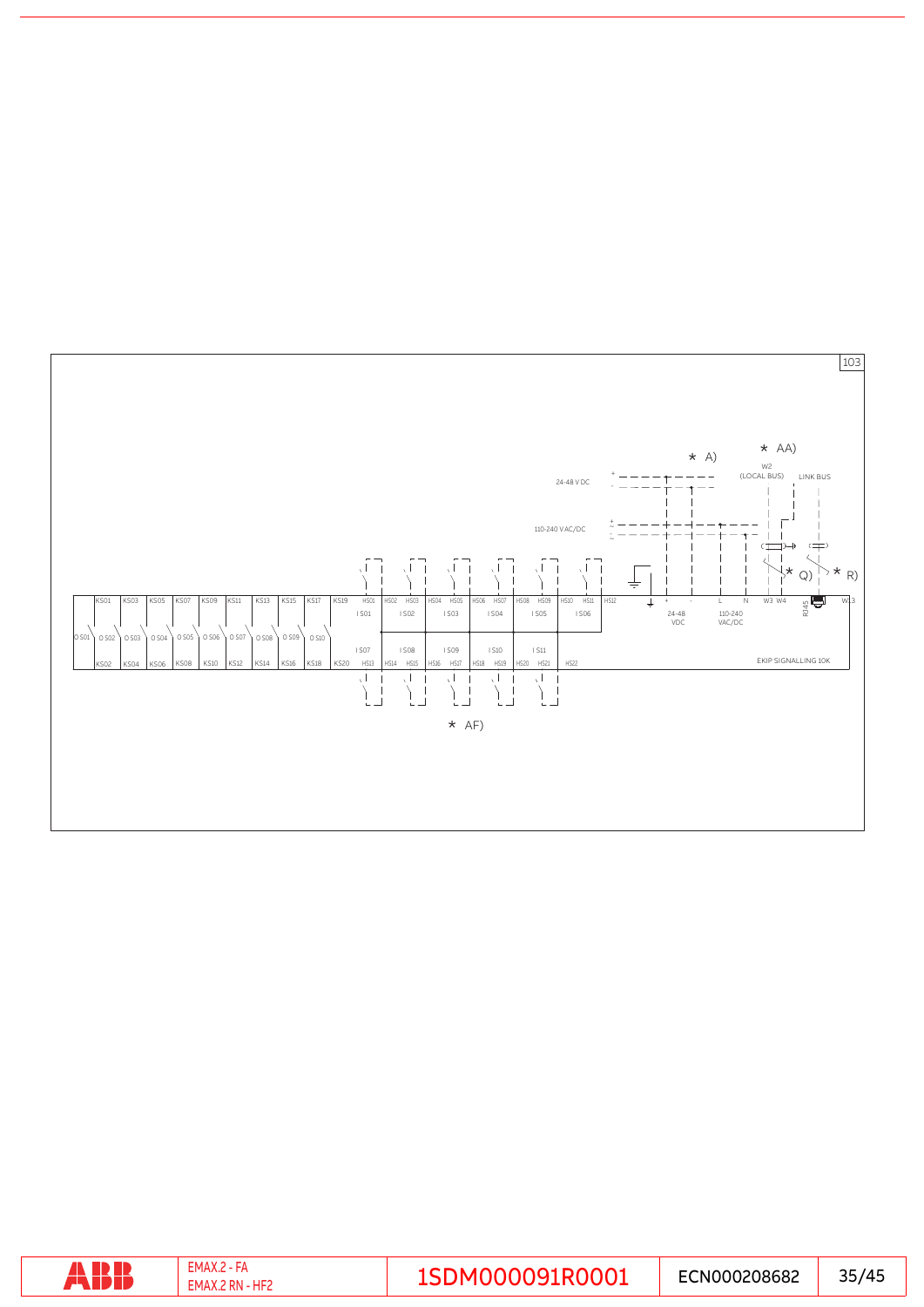103

* A)

* AA)

W2
(LOCAL BUS)

LINK BUS

24-48 V DC

110-240 V AC/DC

* Q)

* R)

KS01 KS03 KS05 KS07 KS09 KS11 KS13 KS15 KS17 KS19 HS01 HS02 HS03 HS04 HS05 HS06 HS07 HS08 HS09 HS10 HS11 HS12 + - L N W3 W4 RJ45 W13

I S01 I S02 I S03 I S04 I S05 I S06

24-48 VDC

110-240 VAC/DC

O S01 O S02 O S03 O S04 O S05 O S06 O S07 O S08 O S09 O S10

I S07 I S08 I S09 I S10 I S11

KS02 KS04 KS06 KS08 KS10 KS12 KS14 KS16 KS18 KS20 HS13 HS14 HS15 HS16 HS17 HS18 HS19 HS20 HS21 HS22

EKIP SIGNALLING 10K

* AF)

EMAX.2 - FA
EMAX.2 RN - HF2

1SDM000091R0001

ECN000208682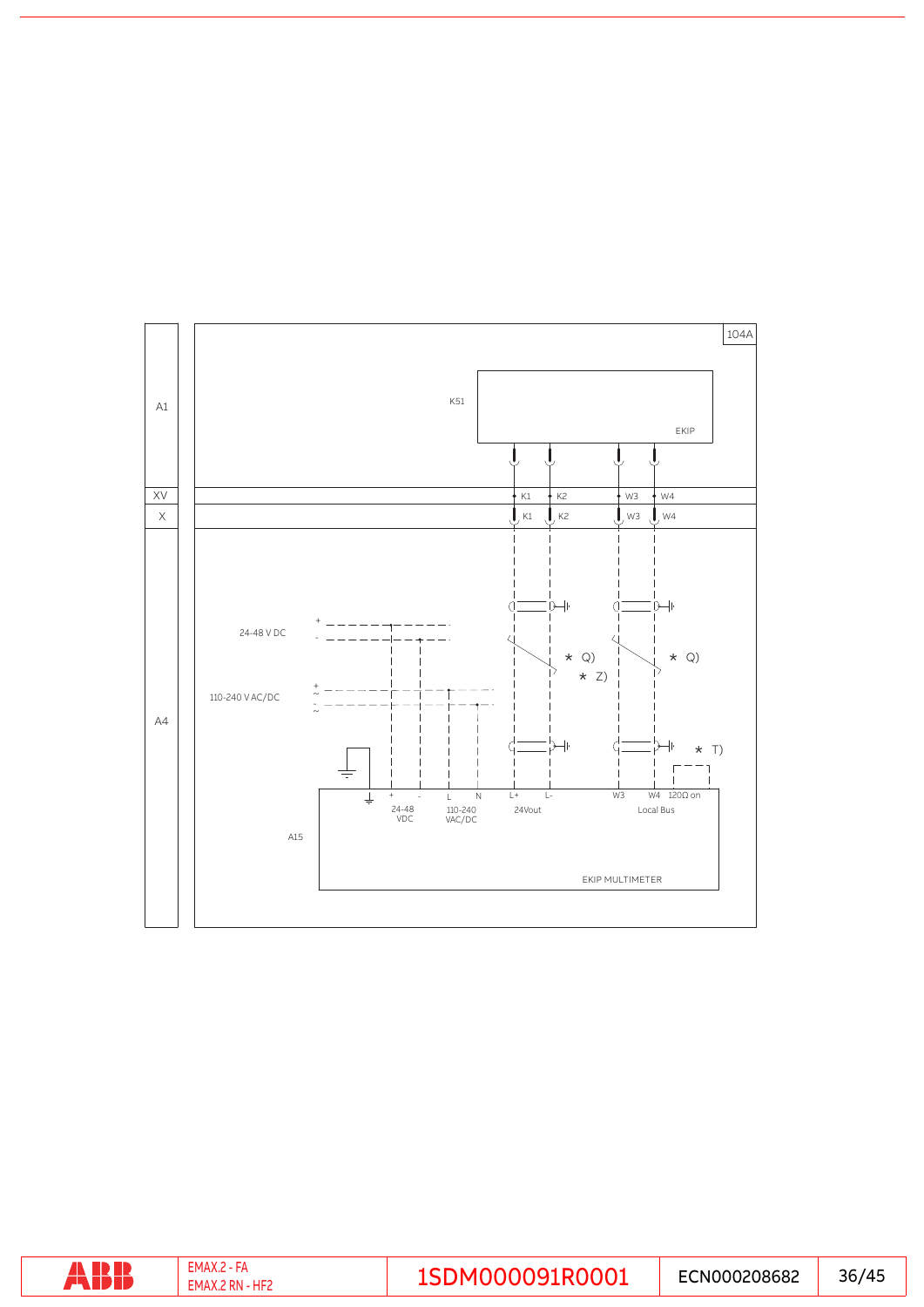104A

| | |
|---|---|
| A1 | K51 EKIP |
| XV | K1 K2 W3 W4 |
| X | K1 K2 W3 W4 |
| A4 | 24-48 V DC + - ; 110-240 V AC/DC + ~ - ~ ; * Q) * Z) * Q) * T) |

A15

| ⏚ | + | - | L | N | L+ | L- | W3 | W4 | 120Ω on |
|---|---|---|---|---|---|---|---|---|---|
| | 24-48 VDC | | 110-240 VAC/DC | | 24Vout | | Local Bus | | |

EKIP MULTIMETER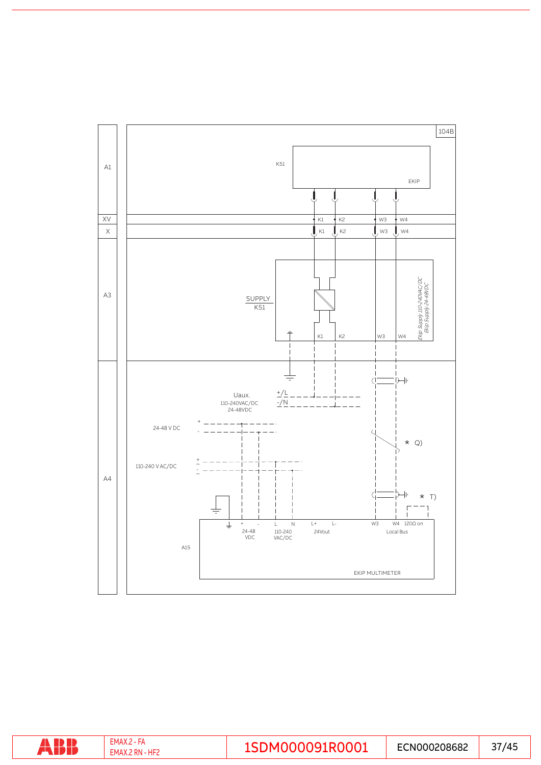104B

A1

K51

EKIP

XV

K1 K2 W3 W4

X

K1 K2 W3 W4

A3

SUPPLY
K51

K1 K2 W3 W4

Ekip Supply 110-240VAC/DC
Ekip Supply 24-48VDC

A4

Uaux.
110-240VAC/DC
24-48VDC

+/L
-/N

24-48 V DC

110-240 V AC/DC

* Q)

* T)

A15

+ - L N L+ L- W3 W4 120Ω on

24-48 VDC

110-240 VAC/DC

24Vout

Local Bus

EKIP MULTIMETER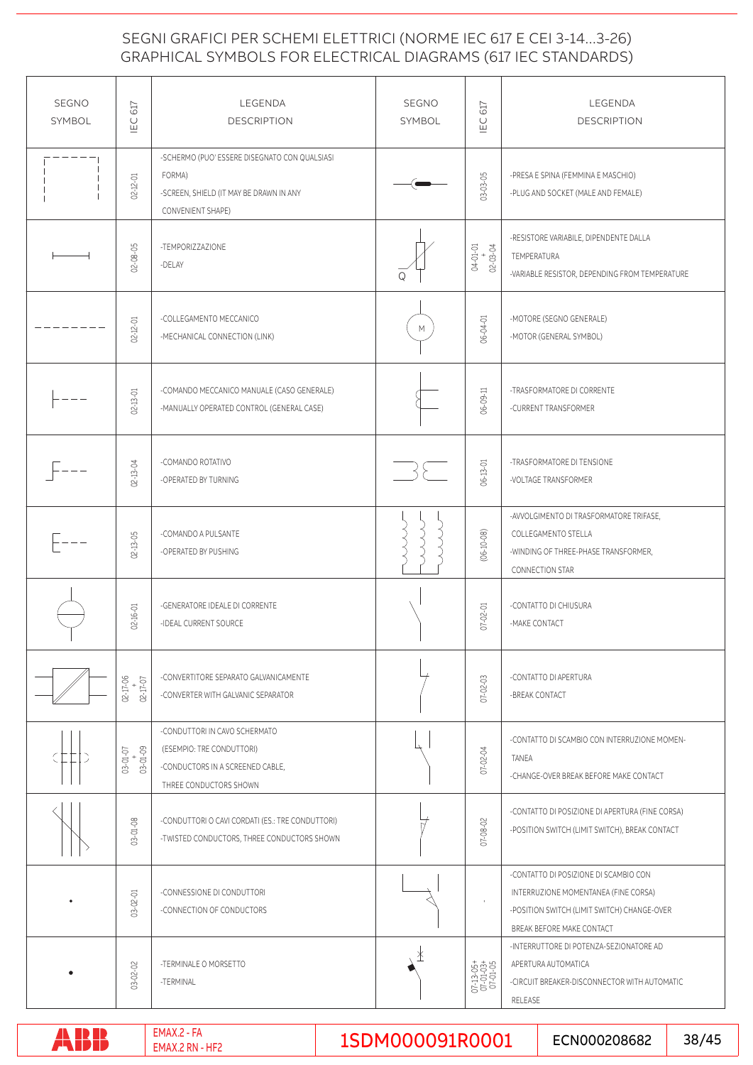# SEGNI GRAFICI PER SCHEMI ELETTRICI (NORME IEC 617 E CEI 3-14...3-26)
# GRAPHICAL SYMBOLS FOR ELECTRICAL DIAGRAMS (617 IEC STANDARDS)

| SEGNO SYMBOL | IEC 617 | LEGENDA DESCRIPTION | SEGNO SYMBOL | IEC 617 | LEGENDA DESCRIPTION |
|---|---|---|---|---|---|
| | 02-12-01 | -SCHERMO (PUO' ESSERE DISEGNATO CON QUALSIASI FORMA)<br>-SCREEN, SHIELD (IT MAY BE DRAWN IN ANY CONVENIENT SHAPE) | | 03-03-05 | -PRESA E SPINA (FEMMINA E MASCHIO)<br>-PLUG AND SOCKET (MALE AND FEMALE) |
| | 02-08-05 | -TEMPORIZZAZIONE<br>-DELAY | | 04-01-01 + 02-03-04 | -RESISTORE VARIABILE, DIPENDENTE DALLA TEMPERATURA<br>-VARIABLE RESISTOR, DEPENDING FROM TEMPERATURE |
| | 02-12-01 | -COLLEGAMENTO MECCANICO<br>-MECHANICAL CONNECTION (LINK) | | 06-04-01 | -MOTORE (SEGNO GENERALE)<br>-MOTOR (GENERAL SYMBOL) |
| | 02-13-01 | -COMANDO MECCANICO MANUALE (CASO GENERALE)<br>-MANUALLY OPERATED CONTROL (GENERAL CASE) | | 06-09-11 | -TRASFORMATORE DI CORRENTE<br>-CURRENT TRANSFORMER |
| | 02-13-04 | -COMANDO ROTATIVO<br>-OPERATED BY TURNING | | 06-13-01 | -TRASFORMATORE DI TENSIONE<br>-VOLTAGE TRANSFORMER |
| | 02-13-05 | -COMANDO A PULSANTE<br>-OPERATED BY PUSHING | | (06-10-08) | -AVVOLGIMENTO DI TRASFORMATORE TRIFASE, COLLEGAMENTO STELLA<br>-WINDING OF THREE-PHASE TRANSFORMER, CONNECTION STAR |
| | 02-16-01 | -GENERATORE IDEALE DI CORRENTE<br>-IDEAL CURRENT SOURCE | | 07-02-01 | -CONTATTO DI CHIUSURA<br>-MAKE CONTACT |
| | 02-17-06 + 02-17-07 | -CONVERTITORE SEPARATO GALVANICAMENTE<br>-CONVERTER WITH GALVANIC SEPARATOR | | 07-02-03 | -CONTATTO DI APERTURA<br>-BREAK CONTACT |
| | 03-01-07 + 03-01-09 | -CONDUTTORI IN CAVO SCHERMATO (ESEMPIO: TRE CONDUTTORI)<br>-CONDUCTORS IN A SCREENED CABLE, THREE CONDUCTORS SHOWN | | 07-02-04 | -CONTATTO DI SCAMBIO CON INTERRUZIONE MOMENTANEA<br>-CHANGE-OVER BREAK BEFORE MAKE CONTACT |
| | 03-01-08 | -CONDUTTORI O CAVI CORDATI (ES.: TRE CONDUTTORI)<br>-TWISTED CONDUCTORS, THREE CONDUCTORS SHOWN | | 07-08-02 | -CONTATTO DI POSIZIONE DI APERTURA (FINE CORSA)<br>-POSITION SWITCH (LIMIT SWITCH), BREAK CONTACT |
| | 03-02-01 | -CONNESSIONE DI CONDUTTORI<br>-CONNECTION OF CONDUCTORS | | - | -CONTATTO DI POSIZIONE DI SCAMBIO CON INTERRUZIONE MOMENTANEA (FINE CORSA)<br>-POSITION SWITCH (LIMIT SWITCH) CHANGE-OVER BREAK BEFORE MAKE CONTACT |
| | 03-02-02 | -TERMINALE O MORSETTO<br>-TERMINAL | | 07-13-05+ 07-01-03+ 07-01-05 | -INTERRUTTORE DI POTENZA-SEZIONATORE AD APERTURA AUTOMATICA<br>-CIRCUIT BREAKER-DISCONNECTOR WITH AUTOMATIC RELEASE |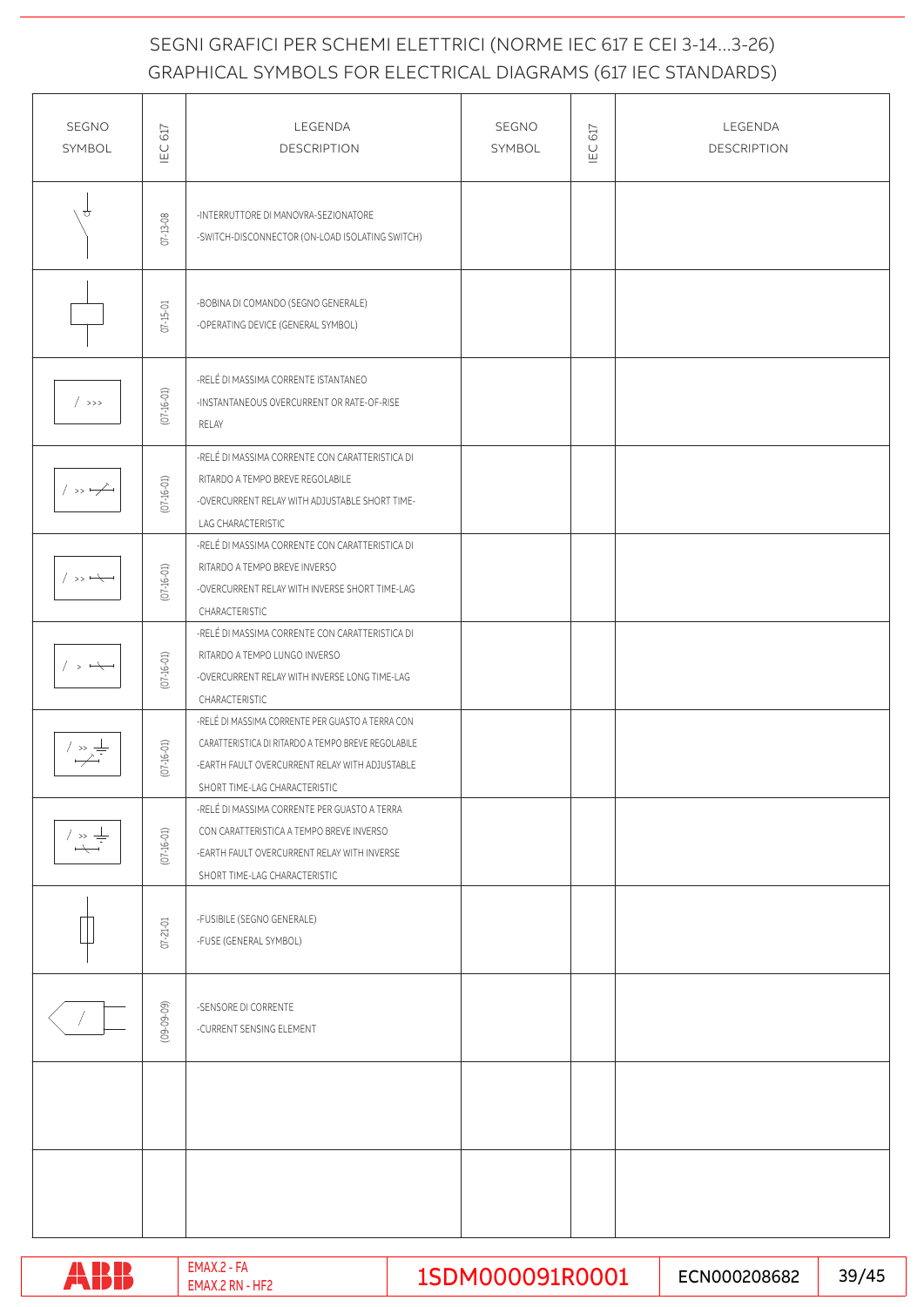# SEGNI GRAFICI PER SCHEMI ELETTRICI (NORME IEC 617 E CEI 3-14...3-26)
# GRAPHICAL SYMBOLS FOR ELECTRICAL DIAGRAMS (617 IEC STANDARDS)

| SEGNO SYMBOL | IEC 617 | LEGENDA DESCRIPTION | SEGNO SYMBOL | IEC 617 | LEGENDA DESCRIPTION |
|---|---|---|---|---|---|
| | 07-13-08 | -INTERRUTTORE DI MANOVRA-SEZIONATORE<br>-SWITCH-DISCONNECTOR (ON-LOAD ISOLATING SWITCH) | | | |
| | 07-15-01 | -BOBINA DI COMANDO (SEGNO GENERALE)<br>-OPERATING DEVICE (GENERAL SYMBOL) | | | |
| I >>> | (07-16-01) | -RELÉ DI MASSIMA CORRENTE ISTANTANEO<br>-INSTANTANEOUS OVERCURRENT OR RATE-OF-RISE RELAY | | | |
| I >> | (07-16-01) | -RELÉ DI MASSIMA CORRENTE CON CARATTERISTICA DI RITARDO A TEMPO BREVE REGOLABILE<br>-OVERCURRENT RELAY WITH ADJUSTABLE SHORT TIME-LAG CHARACTERISTIC | | | |
| I >> | (07-16-01) | -RELÉ DI MASSIMA CORRENTE CON CARATTERISTICA DI RITARDO A TEMPO BREVE INVERSO<br>-OVERCURRENT RELAY WITH INVERSE SHORT TIME-LAG CHARACTERISTIC | | | |
| I > | (07-16-01) | -RELÉ DI MASSIMA CORRENTE CON CARATTERISTICA DI RITARDO A TEMPO LUNGO INVERSO<br>-OVERCURRENT RELAY WITH INVERSE LONG TIME-LAG CHARACTERISTIC | | | |
| I >> | (07-16-01) | -RELÉ DI MASSIMA CORRENTE PER GUASTO A TERRA CON CARATTERISTICA DI RITARDO A TEMPO BREVE REGOLABILE<br>-EARTH FAULT OVERCURRENT RELAY WITH ADJUSTABLE SHORT TIME-LAG CHARACTERISTIC | | | |
| I >> | (07-16-01) | -RELÉ DI MASSIMA CORRENTE PER GUASTO A TERRA CON CARATTERISTICA A TEMPO BREVE INVERSO<br>-EARTH FAULT OVERCURRENT RELAY WITH INVERSE SHORT TIME-LAG CHARACTERISTIC | | | |
| | 07-21-01 | -FUSIBILE (SEGNO GENERALE)<br>-FUSE (GENERAL SYMBOL) | | | |
| I | (09-09-09) | -SENSORE DI CORRENTE<br>-CURRENT SENSING ELEMENT | | | |
| | | | | | |
| | | | | | |

EMAX.2 - FA
EMAX.2 RN - HF2

1SDM000091R0001 | ECN000208682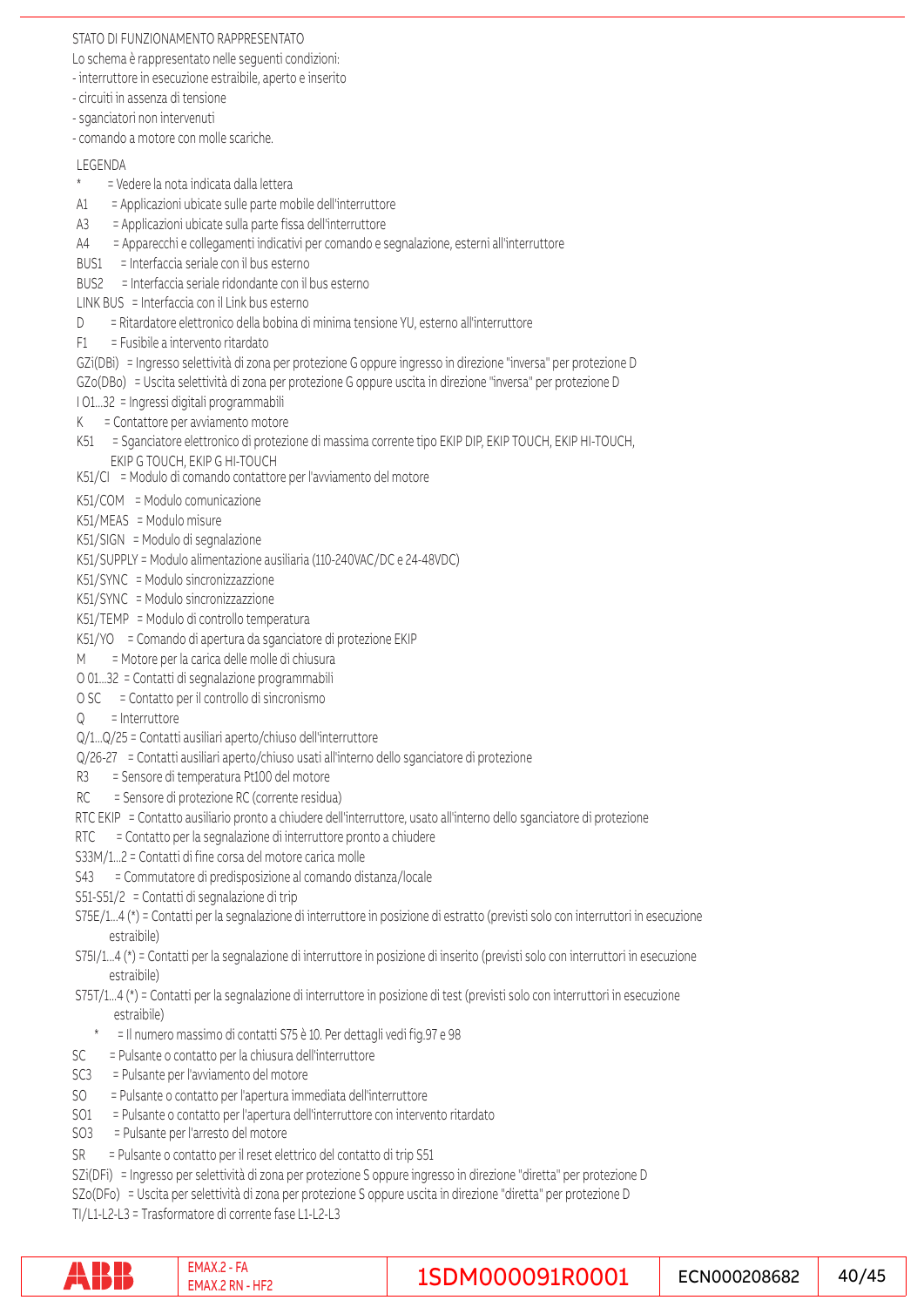STATO DI FUNZIONAMENTO RAPPRESENTATO

Lo schema è rappresentato nelle seguenti condizioni:
- interruttore in esecuzione estraibile, aperto e inserito
- circuiti in assenza di tensione
- sganciatori non intervenuti
- comando a motore con molle scariche.

LEGENDA

- * = Vedere la nota indicata dalla lettera
- A1 = Applicazioni ubicate sulle parte mobile dell'interruttore
- A3 = Applicazioni ubicate sulla parte fissa dell'interruttore
- A4 = Apparecchi e collegamenti indicativi per comando e segnalazione, esterni all'interruttore
- BUS1 = Interfaccia seriale con il bus esterno
- BUS2 = Interfaccia seriale ridondante con il bus esterno
- LINK BUS = Interfaccia con il Link bus esterno
- D = Ritardatore elettronico della bobina di minima tensione YU, esterno all'interruttore
- F1 = Fusibile a intervento ritardato
- GZi(DBi) = Ingresso selettività di zona per protezione G oppure ingresso in direzione "inversa" per protezione D
- GZo(DBo) = Uscita selettività di zona per protezione G oppure uscita in direzione "inversa" per protezione D
- I O1...32 = Ingressi digitali programmabili
- K = Contattore per avviamento motore
- K51 = Sganciatore elettronico di protezione di massima corrente tipo EKIP DIP, EKIP TOUCH, EKIP HI-TOUCH, EKIP G TOUCH, EKIP G HI-TOUCH
- K51/CI = Modulo di comando contattore per l'avviamento del motore
- K51/COM = Modulo comunicazione
- K51/MEAS = Modulo misure
- K51/SIGN = Modulo di segnalazione
- K51/SUPPLY = Modulo alimentazione ausiliaria (110-240VAC/DC e 24-48VDC)
- K51/SYNC = Modulo sincronizzazzione
- K51/SYNC = Modulo sincronizzazzione
- K51/TEMP = Modulo di controllo temperatura
- K51/YO = Comando di apertura da sganciatore di protezione EKIP
- M = Motore per la carica delle molle di chiusura
- O 01...32 = Contatti di segnalazione programmabili
- O SC = Contatto per il controllo di sincronismo
- Q = Interruttore
- Q/1...Q/25 = Contatti ausiliari aperto/chiuso dell'interruttore
- Q/26-27 = Contatti ausiliari aperto/chiuso usati all'interno dello sganciatore di protezione
- R3 = Sensore di temperatura Pt100 del motore
- RC = Sensore di protezione RC (corrente residua)
- RTC EKIP = Contatto ausiliario pronto a chiudere dell'interruttore, usato all'interno dello sganciatore di protezione
- RTC = Contatto per la segnalazione di interruttore pronto a chiudere
- S33M/1...2 = Contatti di fine corsa del motore carica molle
- S43 = Commutatore di predisposizione al comando distanza/locale
- S51-S51/2 = Contatti di segnalazione di trip
- S75E/1...4 (*) = Contatti per la segnalazione di interruttore in posizione di estratto (previsti solo con interruttori in esecuzione estraibile)
- S75I/1...4 (*) = Contatti per la segnalazione di interruttore in posizione di inserito (previsti solo con interruttori in esecuzione estraibile)
- S75T/1...4 (*) = Contatti per la segnalazione di interruttore in posizione di test (previsti solo con interruttori in esecuzione estraibile)
  - * = Il numero massimo di contatti S75 è 10. Per dettagli vedi fig.97 e 98
- SC = Pulsante o contatto per la chiusura dell'interruttore
- SC3 = Pulsante per l'avviamento del motore
- SO = Pulsante o contatto per l'apertura immediata dell'interruttore
- SO1 = Pulsante o contatto per l'apertura dell'interruttore con intervento ritardato
- SO3 = Pulsante per l'arresto del motore
- SR = Pulsante o contatto per il reset elettrico del contatto di trip S51
- SZi(DFi) = Ingresso per selettività di zona per protezione S oppure ingresso in direzione "diretta" per protezione D
- SZo(DFo) = Uscita per selettività di zona per protezione S oppure uscita in direzione "diretta" per protezione D
- TI/L1-L2-L3 = Trasformatore di corrente fase L1-L2-L3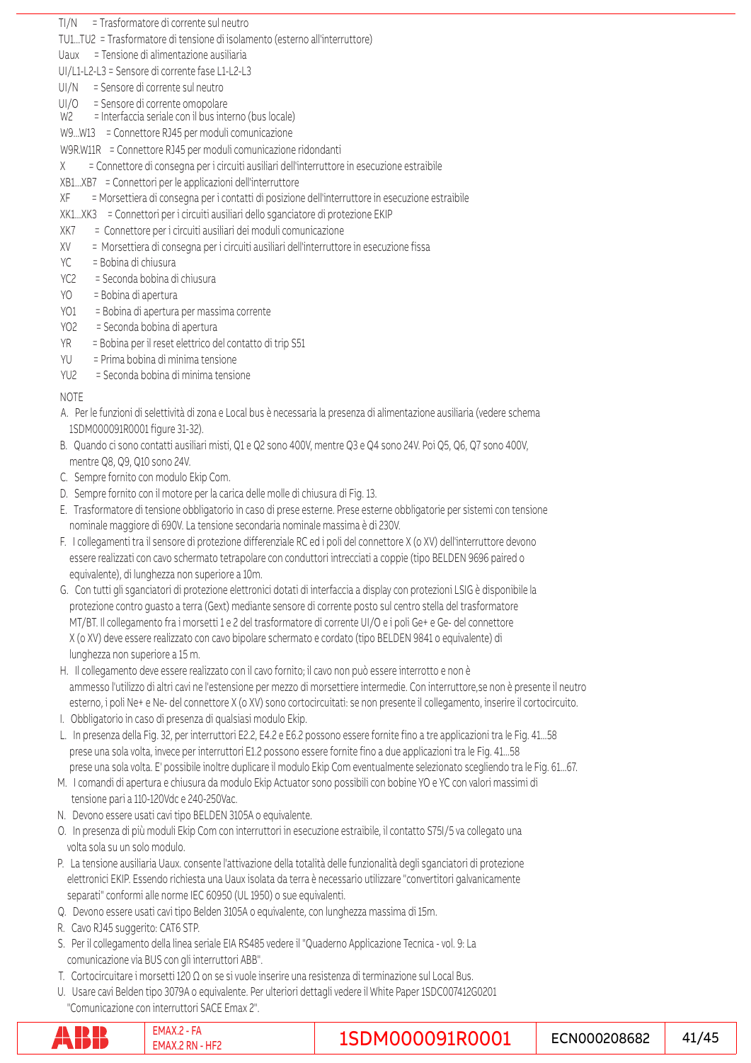TI/N = Trasformatore di corrente sul neutro

TU1...TU2 = Trasformatore di tensione di isolamento (esterno all'interruttore)

Uaux = Tensione di alimentazione ausiliaria

UI/L1-L2-L3 = Sensore di corrente fase L1-L2-L3

UI/N = Sensore di corrente sul neutro

UI/O = Sensore di corrente omopolare

W2 = Interfaccia seriale con il bus interno (bus locale)

W9...W13 = Connettore RJ45 per moduli comunicazione

W9R.W11R = Connettore RJ45 per moduli comunicazione ridondanti

X = Connettore di consegna per i circuiti ausiliari dell'interruttore in esecuzione estraibile

XB1...XB7 = Connettori per le applicazioni dell'interruttore

XF = Morsettiera di consegna per i contatti di posizione dell'interruttore in esecuzione estraibile

XK1...XK3 = Connettori per i circuiti ausiliari dello sganciatore di protezione EKIP

XK7 = Connettore per i circuiti ausiliari dei moduli comunicazione

XV = Morsettiera di consegna per i circuiti ausiliari dell'interruttore in esecuzione fissa

YC = Bobina di chiusura

YC2 = Seconda bobina di chiusura

YO = Bobina di apertura

YO1 = Bobina di apertura per massima corrente

YO2 = Seconda bobina di apertura

YR = Bobina per il reset elettrico del contatto di trip S51

YU = Prima bobina di minima tensione

YU2 = Seconda bobina di minima tensione

NOTE

A. Per le funzioni di selettività di zona e Local bus è necessaria la presenza di alimentazione ausiliaria (vedere schema 1SDM000091R0001 figure 31-32).

B. Quando ci sono contatti ausiliari misti, Q1 e Q2 sono 400V, mentre Q3 e Q4 sono 24V. Poi Q5, Q6, Q7 sono 400V, mentre Q8, Q9, Q10 sono 24V.

C. Sempre fornito con modulo Ekip Com.

D. Sempre fornito con il motore per la carica delle molle di chiusura di Fig. 13.

E. Trasformatore di tensione obbligatorio in caso di prese esterne. Prese esterne obbligatorie per sistemi con tensione nominale maggiore di 690V. La tensione secondaria nominale massima è di 230V.

F. I collegamenti tra il sensore di protezione differenziale RC ed i poli del connettore X (o XV) dell'interruttore devono essere realizzati con cavo schermato tetrapolare con conduttori intrecciati a coppie (tipo BELDEN 9696 paired o equivalente), di lunghezza non superiore a 10m.

G. Con tutti gli sganciatori di protezione elettronici dotati di interfaccia a display con protezioni LSIG è disponibile la protezione contro guasto a terra (Gext) mediante sensore di corrente posto sul centro stella del trasformatore MT/BT. Il collegamento fra i morsetti 1 e 2 del trasformatore di corrente UI/O e i poli Ge+ e Ge- del connettore X (o XV) deve essere realizzato con cavo bipolare schermato e cordato (tipo BELDEN 9841 o equivalente) di lunghezza non superiore a 15 m.

H. Il collegamento deve essere realizzato con il cavo fornito; il cavo non può essere interrotto e non è ammesso l'utilizzo di altri cavi ne l'estensione per mezzo di morsettiere intermedie. Con interruttore,se non è presente il neutro esterno, i poli Ne+ e Ne- del connettore X (o XV) sono cortocircuitati: se non presente il collegamento, inserire il cortocircuito.

I. Obbligatorio in caso di presenza di qualsiasi modulo Ekip.

L. In presenza della Fig. 32, per interruttori E2.2, E4.2 e E6.2 possono essere fornite fino a tre applicazioni tra le Fig. 41...58 prese una sola volta, invece per interruttori E1.2 possono essere fornite fino a due applicazioni tra le Fig. 41...58 prese una sola volta. E' possibile inoltre duplicare il modulo Ekip Com eventualmente selezionato scegliendo tra le Fig. 61...67.

M. I comandi di apertura e chiusura da modulo Ekip Actuator sono possibili con bobine YO e YC con valori massimi di tensione pari a 110-120Vdc e 240-250Vac.

N. Devono essere usati cavi tipo BELDEN 3105A o equivalente.

O. In presenza di più moduli Ekip Com con interruttori in esecuzione estraibile, il contatto S75I/5 va collegato una volta sola su un solo modulo.

P. La tensione ausiliaria Uaux. consente l'attivazione della totalità delle funzionalità degli sganciatori di protezione elettronici EKIP. Essendo richiesta una Uaux isolata da terra è necessario utilizzare "convertitori galvanicamente separati" conformi alle norme IEC 60950 (UL 1950) o sue equivalenti.

Q. Devono essere usati cavi tipo Belden 3105A o equivalente, con lunghezza massima di 15m.

R. Cavo RJ45 suggerito: CAT6 STP.

S. Per il collegamento della linea seriale EIA RS485 vedere il "Quaderno Applicazione Tecnica - vol. 9: La comunicazione via BUS con gli interruttori ABB".

T. Cortocircuitare i morsetti 120 Ω on se si vuole inserire una resistenza di terminazione sul Local Bus.

U. Usare cavi Belden tipo 3079A o equivalente. Per ulteriori dettagli vedere il White Paper 1SDC007412G0201 "Comunicazione con interruttori SACE Emax 2".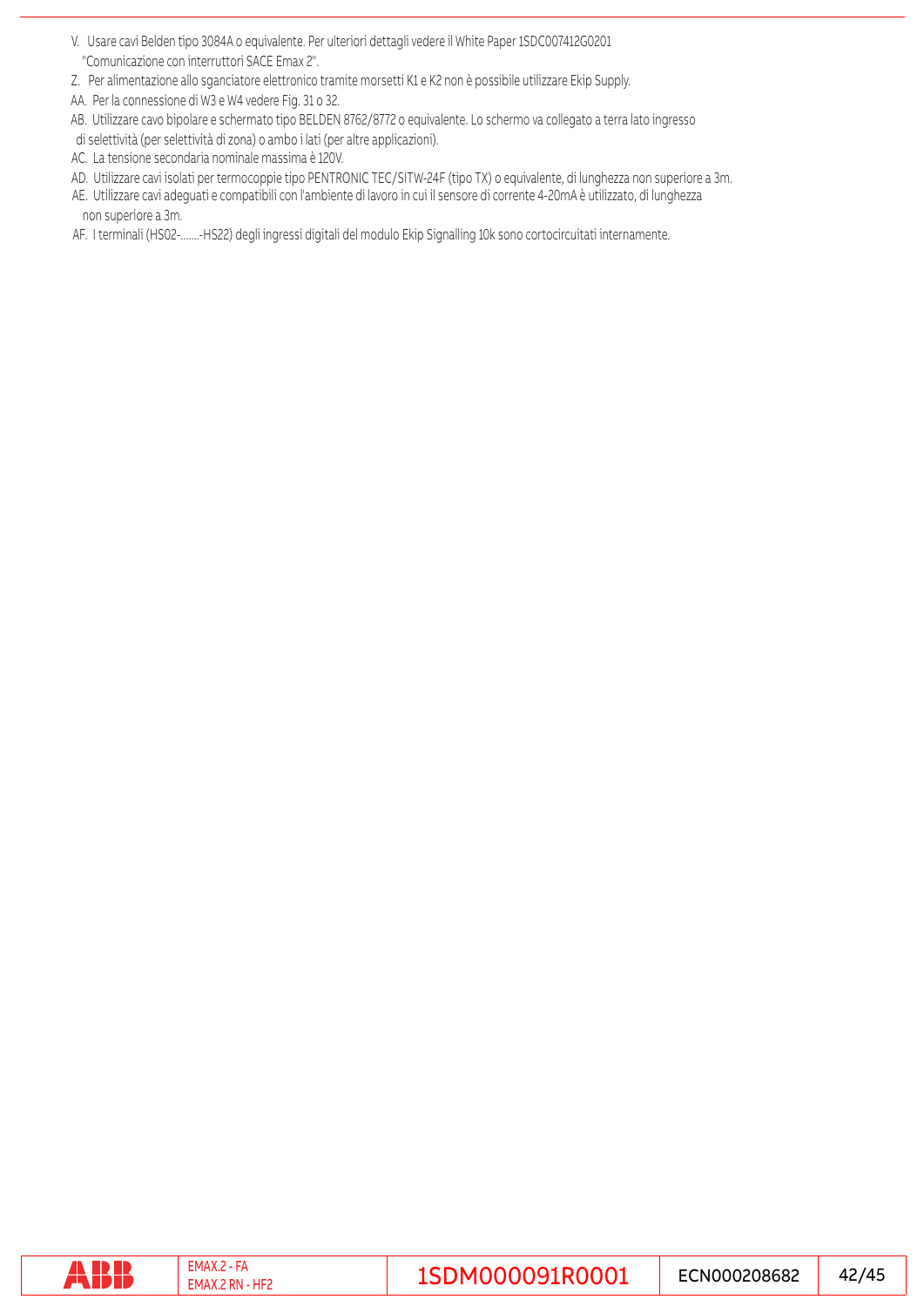V. Usare cavi Belden tipo 3084A o equivalente. Per ulteriori dettagli vedere il White Paper 1SDC007412G0201 "Comunicazione con interruttori SACE Emax 2".

Z. Per alimentazione allo sganciatore elettronico tramite morsetti K1 e K2 non è possibile utilizzare Ekip Supply.

AA. Per la connessione di W3 e W4 vedere Fig. 31 o 32.

AB. Utilizzare cavo bipolare e schermato tipo BELDEN 8762/8772 o equivalente. Lo schermo va collegato a terra lato ingresso di selettività (per selettività di zona) o ambo i lati (per altre applicazioni).

AC. La tensione secondaria nominale massima è 120V.

AD. Utilizzare cavi isolati per termocoppie tipo PENTRONIC TEC/SITW-24F (tipo TX) o equivalente, di lunghezza non superiore a 3m.

AE. Utilizzare cavi adeguati e compatibili con l'ambiente di lavoro in cui il sensore di corrente 4-20mA è utilizzato, di lunghezza non superiore a 3m.

AF. I terminali (HS02-.......-HS22) degli ingressi digitali del modulo Ekip Signalling 10k sono cortocircuitati internamente.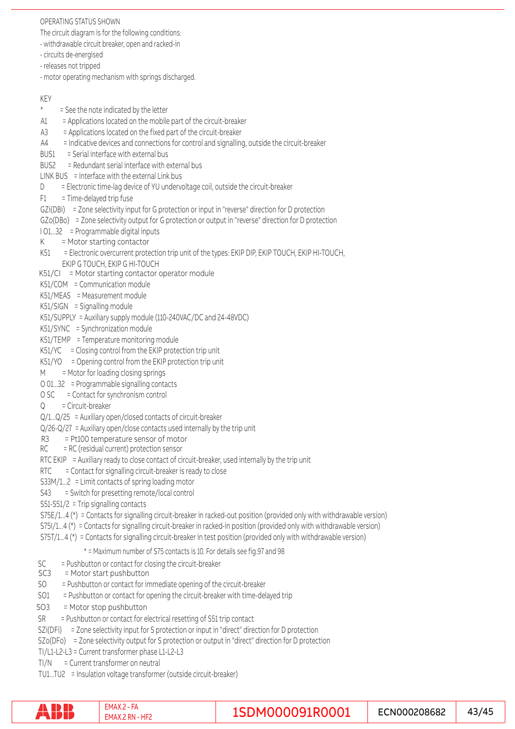OPERATING STATUS SHOWN

The circuit diagram is for the following conditions:

- withdrawable circuit breaker, open and racked-in
- circuits de-energised
- releases not tripped
- motor operating mechanism with springs discharged.

KEY

- * = See the note indicated by the letter
- A1 = Applications located on the mobile part of the circuit-breaker
- A3 = Applications located on the fixed part of the circuit-breaker
- A4 = Indicative devices and connections for control and signalling, outside the circuit-breaker
- BUS1 = Serial interface with external bus
- BUS2 = Redundant serial interface with external bus
- LINK BUS = Interface with the external Link bus
- D = Electronic time-lag device of YU undervoltage coil, outside the circuit-breaker
- F1 = Time-delayed trip fuse
- GZi(DBi) = Zone selectivity input for G protection or input in "reverse" direction for D protection
- GZo(DBo) = Zone selectivity output for G protection or output in "reverse" direction for D protection
- I O1...32 = Programmable digital inputs
- K = Motor starting contactor
- K51 = Electronic overcurrent protection trip unit of the types: EKIP DIP, EKIP TOUCH, EKIP HI-TOUCH, EKIP G TOUCH, EKIP G HI-TOUCH
- K51/CI = Motor starting contactor operator module
- K51/COM = Communication module
- K51/MEAS = Measurement module
- K51/SIGN = Signalling module
- K51/SUPPLY = Auxiliary supply module (110-240VAC/DC and 24-48VDC)
- K51/SYNC = Synchronization module
- K51/TEMP = Temperature monitoring module
- K51/YC = Closing control from the EKIP protection trip unit
- K51/YO = Opening control from the EKIP protection trip unit
- M = Motor for loading closing springs
- O 01...32 = Programmable signalling contacts
- O SC = Contact for synchronism control
- Q = Circuit-breaker
- Q/1...Q/25 = Auxiliary open/closed contacts of circuit-breaker
- Q/26-Q/27 = Auxiliary open/close contacts used internally by the trip unit
- R3 = Pt100 temperature sensor of motor
- RC = RC (residual current) protection sensor
- RTC EKIP = Auxiliary ready to close contact of circuit-breaker, used internally by the trip unit
- RTC = Contact for signalling circuit-breaker is ready to close
- S33M/1...2 = Limit contacts of spring loading motor
- S43 = Switch for presetting remote/local control
- S51-S51/2 = Trip signalling contacts
- S75E/1...4 (*) = Contacts for signalling circuit-breaker in racked-out position (provided only with withdrawable version)
- S75I/1...4 (*) = Contacts for signalling circuit-breaker in racked-in position (provided only with withdrawable version)
- S75T/1...4 (*) = Contacts for signalling circuit-breaker in test position (provided only with withdrawable version)

  * = Maximum number of S75 contacts is 10. For details see fig.97 and 98

- SC = Pushbutton or contact for closing the circuit-breaker
- SC3 = Motor start pushbutton
- SO = Pushbutton or contact for immediate opening of the circuit-breaker
- SO1 = Pushbutton or contact for opening the circuit-breaker with time-delayed trip
- SO3 = Motor stop pushbutton
- SR = Pushbutton or contact for electrical resetting of S51 trip contact
- SZi(DFi) = Zone selectivity input for S protection or input in "direct" direction for D protection
- SZo(DFo) = Zone selectivity output for S protection or output in "direct" direction for D protection
- TI/L1-L2-L3 = Current transformer phase L1-L2-L3
- TI/N = Current transformer on neutral
- TU1...TU2 = Insulation voltage transformer (outside circuit-breaker)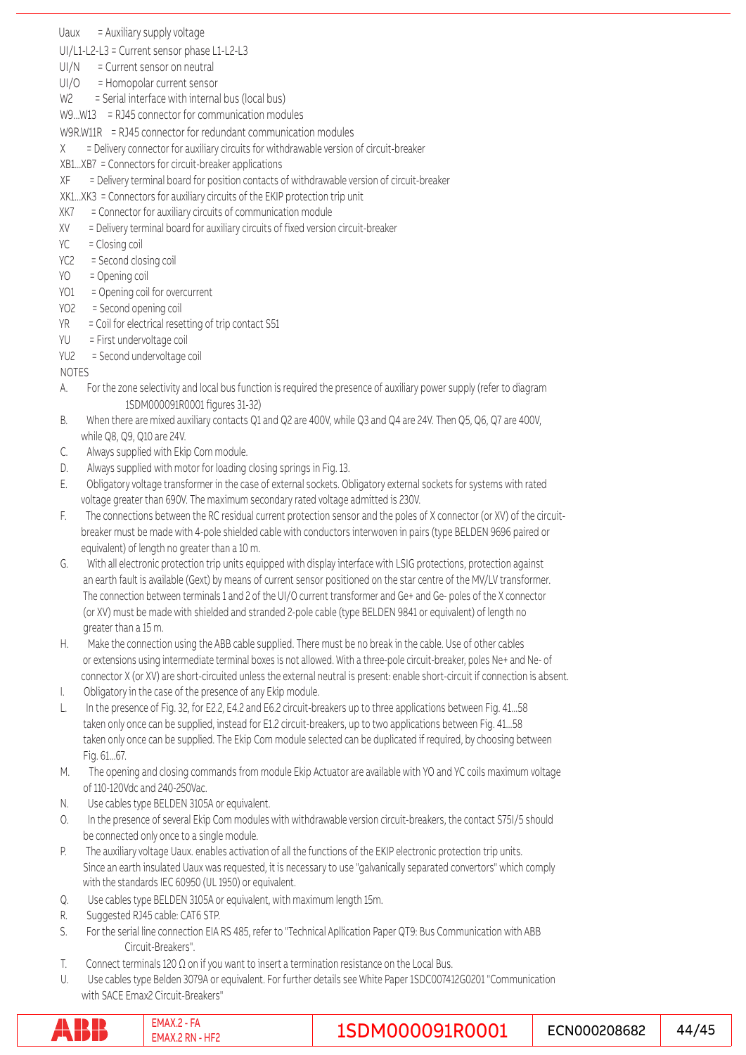Uaux = Auxiliary supply voltage

UI/L1-L2-L3 = Current sensor phase L1-L2-L3

UI/N = Current sensor on neutral

UI/O = Homopolar current sensor

W2 = Serial interface with internal bus (local bus)

W9...W13 = RJ45 connector for communication modules

W9R.W11R = RJ45 connector for redundant communication modules

X = Delivery connector for auxiliary circuits for withdrawable version of circuit-breaker

XB1...XB7 = Connectors for circuit-breaker applications

XF = Delivery terminal board for position contacts of withdrawable version of circuit-breaker

XK1...XK3 = Connectors for auxiliary circuits of the EKIP protection trip unit

XK7 = Connector for auxiliary circuits of communication module

XV = Delivery terminal board for auxiliary circuits of fixed version circuit-breaker

YC = Closing coil

YC2 = Second closing coil

YO = Opening coil

YO1 = Opening coil for overcurrent

YO2 = Second opening coil

YR = Coil for electrical resetting of trip contact S51

YU = First undervoltage coil

YU2 = Second undervoltage coil

NOTES

A. For the zone selectivity and local bus function is required the presence of auxiliary power supply (refer to diagram 1SDM000091R0001 figures 31-32)

B. When there are mixed auxiliary contacts Q1 and Q2 are 400V, while Q3 and Q4 are 24V. Then Q5, Q6, Q7 are 400V, while Q8, Q9, Q10 are 24V.

C. Always supplied with Ekip Com module.

D. Always supplied with motor for loading closing springs in Fig. 13.

E. Obligatory voltage transformer in the case of external sockets. Obligatory external sockets for systems with rated voltage greater than 690V. The maximum secondary rated voltage admitted is 230V.

F. The connections between the RC residual current protection sensor and the poles of X connector (or XV) of the circuit-breaker must be made with 4-pole shielded cable with conductors interwoven in pairs (type BELDEN 9696 paired or equivalent) of length no greater than a 10 m.

G. With all electronic protection trip units equipped with display interface with LSIG protections, protection against an earth fault is available (Gext) by means of current sensor positioned on the star centre of the MV/LV transformer. The connection between terminals 1 and 2 of the UI/O current transformer and Ge+ and Ge- poles of the X connector (or XV) must be made with shielded and stranded 2-pole cable (type BELDEN 9841 or equivalent) of length no greater than a 15 m.

H. Make the connection using the ABB cable supplied. There must be no break in the cable. Use of other cables or extensions using intermediate terminal boxes is not allowed. With a three-pole circuit-breaker, poles Ne+ and Ne- of connector X (or XV) are short-circuited unless the external neutral is present: enable short-circuit if connection is absent.

I. Obligatory in the case of the presence of any Ekip module.

L. In the presence of Fig. 32, for E2.2, E4.2 and E6.2 circuit-breakers up to three applications between Fig. 41...58 taken only once can be supplied, instead for E1.2 circuit-breakers, up to two applications between Fig. 41...58 taken only once can be supplied. The Ekip Com module selected can be duplicated if required, by choosing between Fig. 61...67.

M. The opening and closing commands from module Ekip Actuator are available with YO and YC coils maximum voltage of 110-120Vdc and 240-250Vac.

N. Use cables type BELDEN 3105A or equivalent.

O. In the presence of several Ekip Com modules with withdrawable version circuit-breakers, the contact S75I/5 should be connected only once to a single module.

P. The auxiliary voltage Uaux. enables activation of all the functions of the EKIP electronic protection trip units. Since an earth insulated Uaux was requested, it is necessary to use "galvanically separated convertors" which comply with the standards IEC 60950 (UL 1950) or equivalent.

Q. Use cables type BELDEN 3105A or equivalent, with maximum length 15m.

R. Suggested RJ45 cable: CAT6 STP.

S. For the serial line connection EIA RS 485, refer to "Technical Apllication Paper QT9: Bus Communication with ABB Circuit-Breakers".

T. Connect terminals 120 Ω on if you want to insert a termination resistance on the Local Bus.

U. Use cables type Belden 3079A or equivalent. For further details see White Paper 1SDC007412G0201 "Communication with SACE Emax2 Circuit-Breakers"

| ABB | EMAX.2 - FA<br>EMAX.2 RN - HF2 | 1SDM000091R0001 | ECN000208682 |
|---|---|---|---|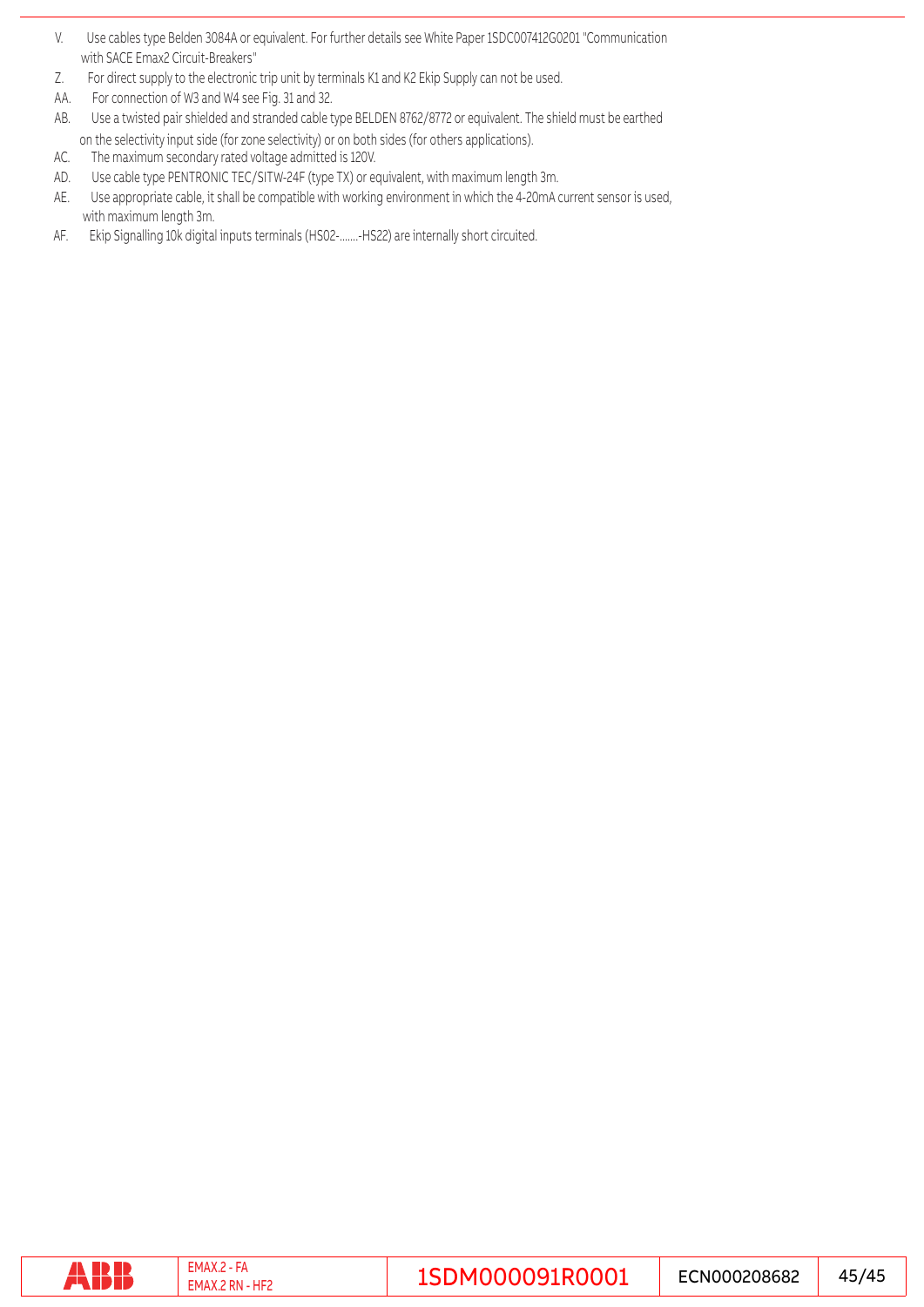V. Use cables type Belden 3084A or equivalent. For further details see White Paper 1SDC007412G0201 "Communication with SACE Emax2 Circuit-Breakers"

Z. For direct supply to the electronic trip unit by terminals K1 and K2 Ekip Supply can not be used.

AA. For connection of W3 and W4 see Fig. 31 and 32.

AB. Use a twisted pair shielded and stranded cable type BELDEN 8762/8772 or equivalent. The shield must be earthed on the selectivity input side (for zone selectivity) or on both sides (for others applications).

AC. The maximum secondary rated voltage admitted is 120V.

AD. Use cable type PENTRONIC TEC/SITW-24F (type TX) or equivalent, with maximum length 3m.

AE. Use appropriate cable, it shall be compatible with working environment in which the 4-20mA current sensor is used, with maximum length 3m.

AF. Ekip Signalling 10k digital inputs terminals (HS02-.......-HS22) are internally short circuited.